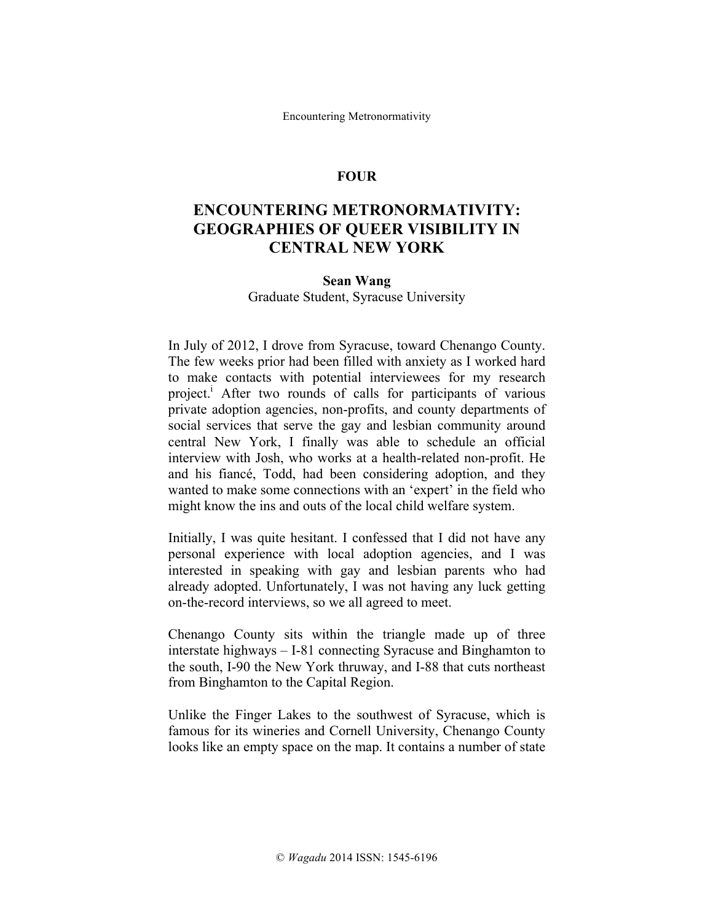FOUR

# ENCOUNTERING METRONORMATIVITY: GEOGRAPHIES OF QUEER VISIBILITY IN CENTRAL NEW YORK

**Sean Wang**
Graduate Student, Syracuse University

In July of 2012, I drove from Syracuse, toward Chenango County. The few weeks prior had been filled with anxiety as I worked hard to make contacts with potential interviewees for my research project.[i] After two rounds of calls for participants of various private adoption agencies, non-profits, and county departments of social services that serve the gay and lesbian community around central New York, I finally was able to schedule an official interview with Josh, who works at a health-related non-profit. He and his fiancé, Todd, had been considering adoption, and they wanted to make some connections with an 'expert' in the field who might know the ins and outs of the local child welfare system.

Initially, I was quite hesitant. I confessed that I did not have any personal experience with local adoption agencies, and I was interested in speaking with gay and lesbian parents who had already adopted. Unfortunately, I was not having any luck getting on-the-record interviews, so we all agreed to meet.

Chenango County sits within the triangle made up of three interstate highways – I-81 connecting Syracuse and Binghamton to the south, I-90 the New York thruway, and I-88 that cuts northeast from Binghamton to the Capital Region.

Unlike the Finger Lakes to the southwest of Syracuse, which is famous for its wineries and Cornell University, Chenango County looks like an empty space on the map. It contains a number of state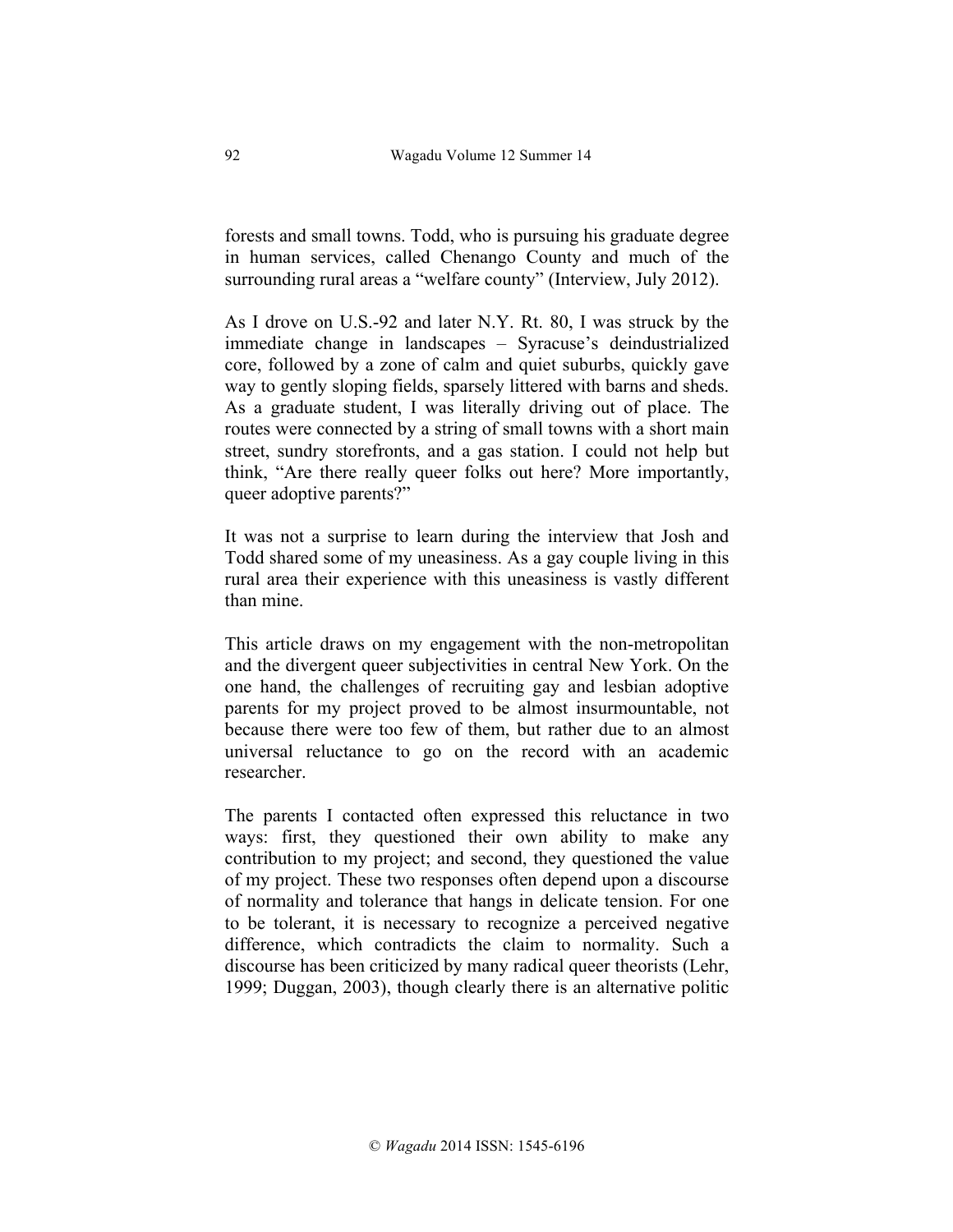forests and small towns. Todd, who is pursuing his graduate degree in human services, called Chenango County and much of the surrounding rural areas a "welfare county" (Interview, July 2012).

As I drove on U.S.-92 and later N.Y. Rt. 80, I was struck by the immediate change in landscapes – Syracuse's deindustrialized core, followed by a zone of calm and quiet suburbs, quickly gave way to gently sloping fields, sparsely littered with barns and sheds. As a graduate student, I was literally driving out of place. The routes were connected by a string of small towns with a short main street, sundry storefronts, and a gas station. I could not help but think, "Are there really queer folks out here? More importantly, queer adoptive parents?"

It was not a surprise to learn during the interview that Josh and Todd shared some of my uneasiness. As a gay couple living in this rural area their experience with this uneasiness is vastly different than mine.

This article draws on my engagement with the non-metropolitan and the divergent queer subjectivities in central New York. On the one hand, the challenges of recruiting gay and lesbian adoptive parents for my project proved to be almost insurmountable, not because there were too few of them, but rather due to an almost universal reluctance to go on the record with an academic researcher.

The parents I contacted often expressed this reluctance in two ways: first, they questioned their own ability to make any contribution to my project; and second, they questioned the value of my project. These two responses often depend upon a discourse of normality and tolerance that hangs in delicate tension. For one to be tolerant, it is necessary to recognize a perceived negative difference, which contradicts the claim to normality. Such a discourse has been criticized by many radical queer theorists (Lehr, 1999; Duggan, 2003), though clearly there is an alternative politic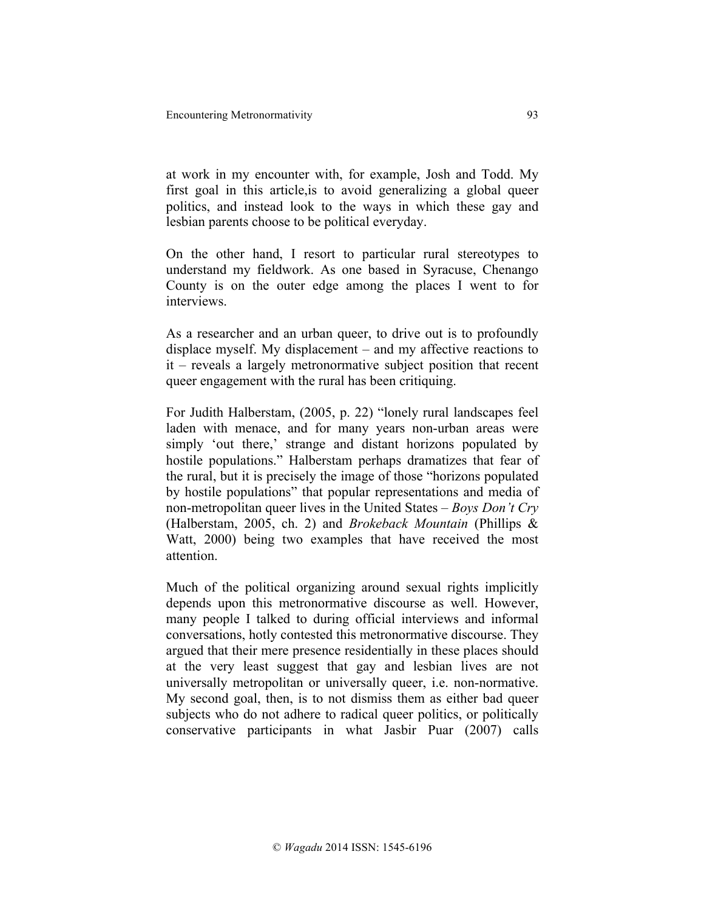at work in my encounter with, for example, Josh and Todd. My first goal in this article,is to avoid generalizing a global queer politics, and instead look to the ways in which these gay and lesbian parents choose to be political everyday.

On the other hand, I resort to particular rural stereotypes to understand my fieldwork. As one based in Syracuse, Chenango County is on the outer edge among the places I went to for interviews.

As a researcher and an urban queer, to drive out is to profoundly displace myself. My displacement – and my affective reactions to it – reveals a largely metronormative subject position that recent queer engagement with the rural has been critiquing.

For Judith Halberstam, (2005, p. 22) "lonely rural landscapes feel laden with menace, and for many years non-urban areas were simply 'out there,' strange and distant horizons populated by hostile populations." Halberstam perhaps dramatizes that fear of the rural, but it is precisely the image of those "horizons populated by hostile populations" that popular representations and media of non-metropolitan queer lives in the United States – *Boys Don't Cry* (Halberstam, 2005, ch. 2) and *Brokeback Mountain* (Phillips & Watt, 2000) being two examples that have received the most attention.

Much of the political organizing around sexual rights implicitly depends upon this metronormative discourse as well. However, many people I talked to during official interviews and informal conversations, hotly contested this metronormative discourse. They argued that their mere presence residentially in these places should at the very least suggest that gay and lesbian lives are not universally metropolitan or universally queer, i.e. non-normative. My second goal, then, is to not dismiss them as either bad queer subjects who do not adhere to radical queer politics, or politically conservative participants in what Jasbir Puar (2007) calls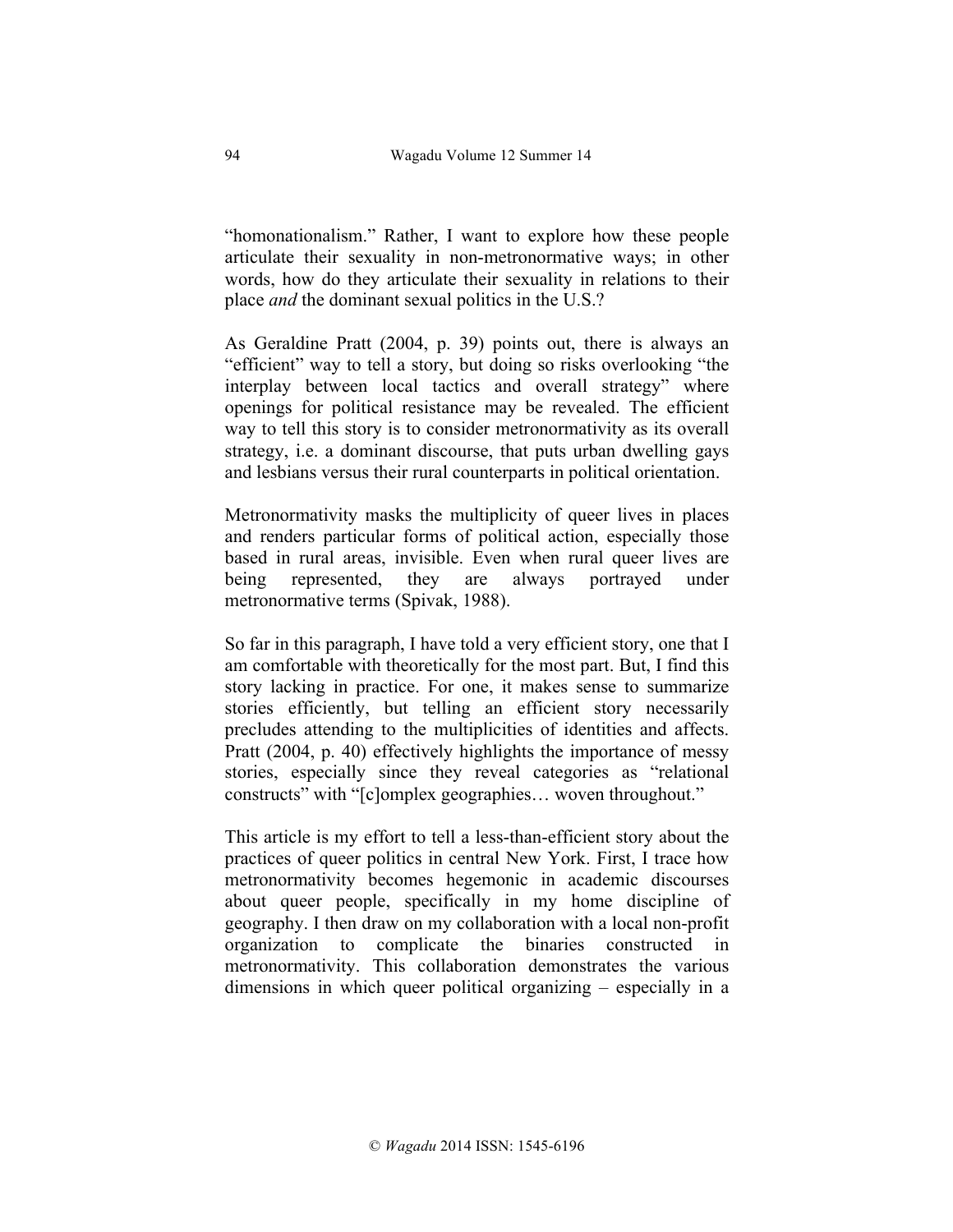“homonationalism.” Rather, I want to explore how these people articulate their sexuality in non-metronormative ways; in other words, how do they articulate their sexuality in relations to their place *and* the dominant sexual politics in the U.S.?

As Geraldine Pratt (2004, p. 39) points out, there is always an “efficient” way to tell a story, but doing so risks overlooking “the interplay between local tactics and overall strategy” where openings for political resistance may be revealed. The efficient way to tell this story is to consider metronormativity as its overall strategy, i.e. a dominant discourse, that puts urban dwelling gays and lesbians versus their rural counterparts in political orientation.

Metronormativity masks the multiplicity of queer lives in places and renders particular forms of political action, especially those based in rural areas, invisible. Even when rural queer lives are being represented, they are always portrayed under metronormative terms (Spivak, 1988).

So far in this paragraph, I have told a very efficient story, one that I am comfortable with theoretically for the most part. But, I find this story lacking in practice. For one, it makes sense to summarize stories efficiently, but telling an efficient story necessarily precludes attending to the multiplicities of identities and affects. Pratt (2004, p. 40) effectively highlights the importance of messy stories, especially since they reveal categories as “relational constructs” with “[c]omplex geographies… woven throughout.”

This article is my effort to tell a less-than-efficient story about the practices of queer politics in central New York. First, I trace how metronormativity becomes hegemonic in academic discourses about queer people, specifically in my home discipline of geography. I then draw on my collaboration with a local non-profit organization to complicate the binaries constructed in metronormativity. This collaboration demonstrates the various dimensions in which queer political organizing – especially in a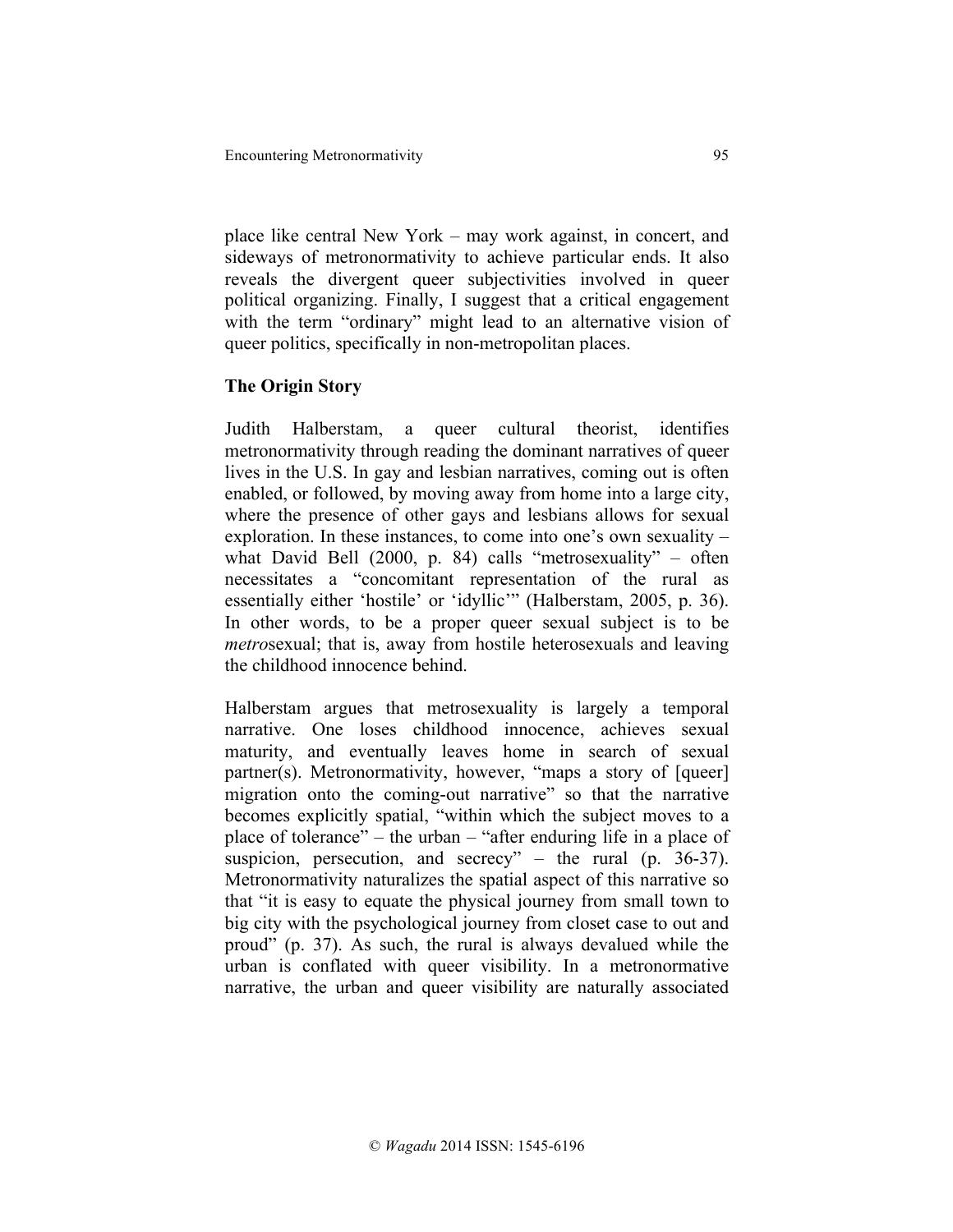place like central New York – may work against, in concert, and sideways of metronormativity to achieve particular ends. It also reveals the divergent queer subjectivities involved in queer political organizing. Finally, I suggest that a critical engagement with the term "ordinary" might lead to an alternative vision of queer politics, specifically in non-metropolitan places.

## The Origin Story

Judith Halberstam, a queer cultural theorist, identifies metronormativity through reading the dominant narratives of queer lives in the U.S. In gay and lesbian narratives, coming out is often enabled, or followed, by moving away from home into a large city, where the presence of other gays and lesbians allows for sexual exploration. In these instances, to come into one's own sexuality – what David Bell (2000, p. 84) calls "metrosexuality" – often necessitates a "concomitant representation of the rural as essentially either 'hostile' or 'idyllic'" (Halberstam, 2005, p. 36). In other words, to be a proper queer sexual subject is to be *metro*sexual; that is, away from hostile heterosexuals and leaving the childhood innocence behind.

Halberstam argues that metrosexuality is largely a temporal narrative. One loses childhood innocence, achieves sexual maturity, and eventually leaves home in search of sexual partner(s). Metronormativity, however, "maps a story of [queer] migration onto the coming-out narrative" so that the narrative becomes explicitly spatial, "within which the subject moves to a place of tolerance" – the urban – "after enduring life in a place of suspicion, persecution, and secrecy" – the rural (p. 36-37). Metronormativity naturalizes the spatial aspect of this narrative so that "it is easy to equate the physical journey from small town to big city with the psychological journey from closet case to out and proud" (p. 37). As such, the rural is always devalued while the urban is conflated with queer visibility. In a metronormative narrative, the urban and queer visibility are naturally associated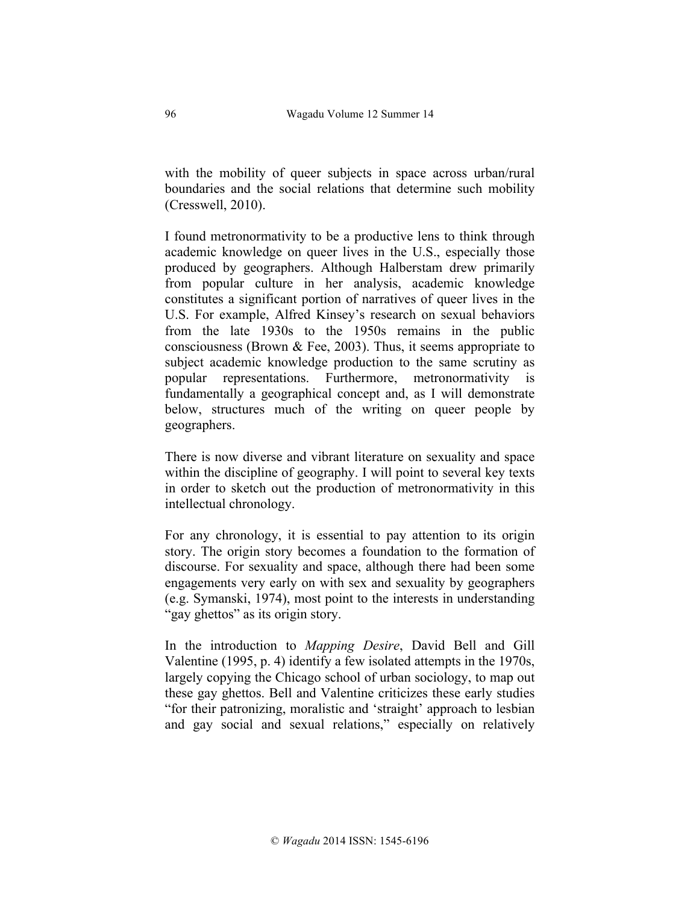with the mobility of queer subjects in space across urban/rural boundaries and the social relations that determine such mobility (Cresswell, 2010).

I found metronormativity to be a productive lens to think through academic knowledge on queer lives in the U.S., especially those produced by geographers. Although Halberstam drew primarily from popular culture in her analysis, academic knowledge constitutes a significant portion of narratives of queer lives in the U.S. For example, Alfred Kinsey's research on sexual behaviors from the late 1930s to the 1950s remains in the public consciousness (Brown & Fee, 2003). Thus, it seems appropriate to subject academic knowledge production to the same scrutiny as popular representations. Furthermore, metronormativity is fundamentally a geographical concept and, as I will demonstrate below, structures much of the writing on queer people by geographers.

There is now diverse and vibrant literature on sexuality and space within the discipline of geography. I will point to several key texts in order to sketch out the production of metronormativity in this intellectual chronology.

For any chronology, it is essential to pay attention to its origin story. The origin story becomes a foundation to the formation of discourse. For sexuality and space, although there had been some engagements very early on with sex and sexuality by geographers (e.g. Symanski, 1974), most point to the interests in understanding "gay ghettos" as its origin story.

In the introduction to *Mapping Desire*, David Bell and Gill Valentine (1995, p. 4) identify a few isolated attempts in the 1970s, largely copying the Chicago school of urban sociology, to map out these gay ghettos. Bell and Valentine criticizes these early studies "for their patronizing, moralistic and 'straight' approach to lesbian and gay social and sexual relations," especially on relatively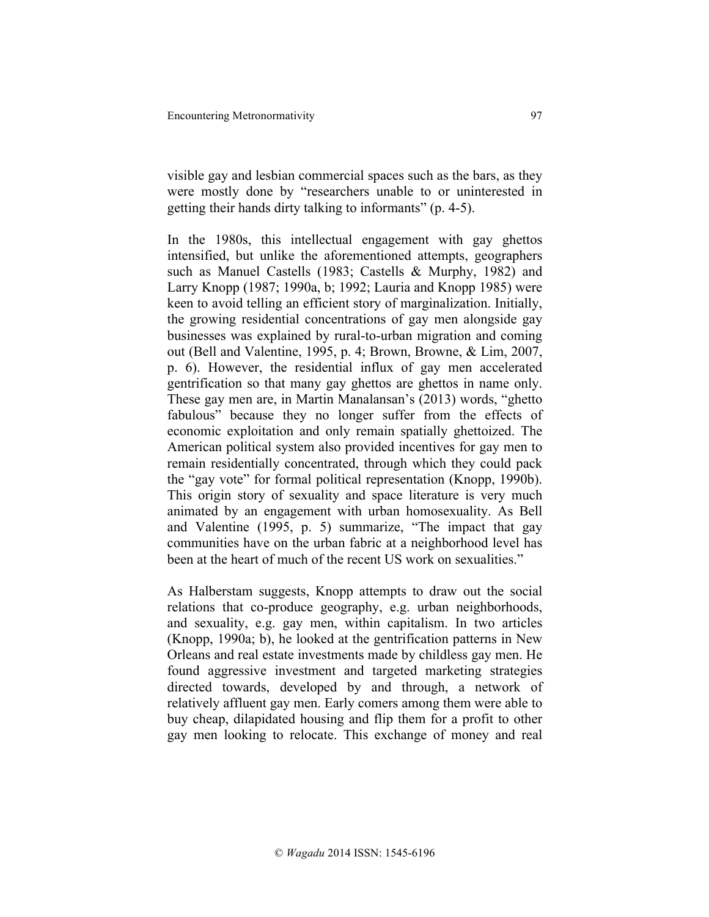visible gay and lesbian commercial spaces such as the bars, as they were mostly done by "researchers unable to or uninterested in getting their hands dirty talking to informants" (p. 4-5).

In the 1980s, this intellectual engagement with gay ghettos intensified, but unlike the aforementioned attempts, geographers such as Manuel Castells (1983; Castells & Murphy, 1982) and Larry Knopp (1987; 1990a, b; 1992; Lauria and Knopp 1985) were keen to avoid telling an efficient story of marginalization. Initially, the growing residential concentrations of gay men alongside gay businesses was explained by rural-to-urban migration and coming out (Bell and Valentine, 1995, p. 4; Brown, Browne, & Lim, 2007, p. 6). However, the residential influx of gay men accelerated gentrification so that many gay ghettos are ghettos in name only. These gay men are, in Martin Manalansan's (2013) words, "ghetto fabulous" because they no longer suffer from the effects of economic exploitation and only remain spatially ghettoized. The American political system also provided incentives for gay men to remain residentially concentrated, through which they could pack the "gay vote" for formal political representation (Knopp, 1990b). This origin story of sexuality and space literature is very much animated by an engagement with urban homosexuality. As Bell and Valentine (1995, p. 5) summarize, "The impact that gay communities have on the urban fabric at a neighborhood level has been at the heart of much of the recent US work on sexualities."

As Halberstam suggests, Knopp attempts to draw out the social relations that co-produce geography, e.g. urban neighborhoods, and sexuality, e.g. gay men, within capitalism. In two articles (Knopp, 1990a; b), he looked at the gentrification patterns in New Orleans and real estate investments made by childless gay men. He found aggressive investment and targeted marketing strategies directed towards, developed by and through, a network of relatively affluent gay men. Early comers among them were able to buy cheap, dilapidated housing and flip them for a profit to other gay men looking to relocate. This exchange of money and real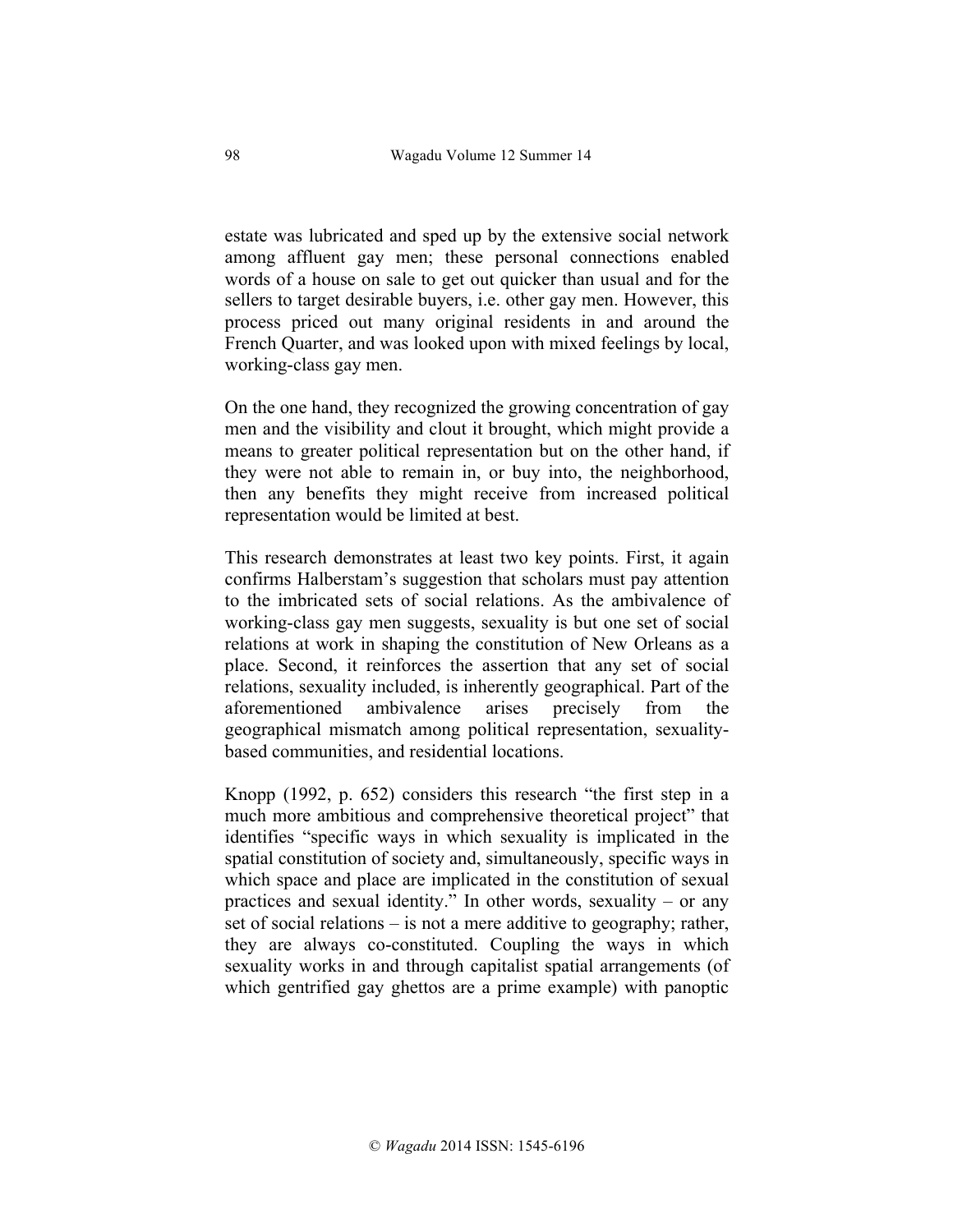estate was lubricated and sped up by the extensive social network among affluent gay men; these personal connections enabled words of a house on sale to get out quicker than usual and for the sellers to target desirable buyers, i.e. other gay men. However, this process priced out many original residents in and around the French Quarter, and was looked upon with mixed feelings by local, working-class gay men.

On the one hand, they recognized the growing concentration of gay men and the visibility and clout it brought, which might provide a means to greater political representation but on the other hand, if they were not able to remain in, or buy into, the neighborhood, then any benefits they might receive from increased political representation would be limited at best.

This research demonstrates at least two key points. First, it again confirms Halberstam's suggestion that scholars must pay attention to the imbricated sets of social relations. As the ambivalence of working-class gay men suggests, sexuality is but one set of social relations at work in shaping the constitution of New Orleans as a place. Second, it reinforces the assertion that any set of social relations, sexuality included, is inherently geographical. Part of the aforementioned ambivalence arises precisely from the geographical mismatch among political representation, sexuality-based communities, and residential locations.

Knopp (1992, p. 652) considers this research "the first step in a much more ambitious and comprehensive theoretical project" that identifies "specific ways in which sexuality is implicated in the spatial constitution of society and, simultaneously, specific ways in which space and place are implicated in the constitution of sexual practices and sexual identity." In other words, sexuality – or any set of social relations – is not a mere additive to geography; rather, they are always co-constituted. Coupling the ways in which sexuality works in and through capitalist spatial arrangements (of which gentrified gay ghettos are a prime example) with panoptic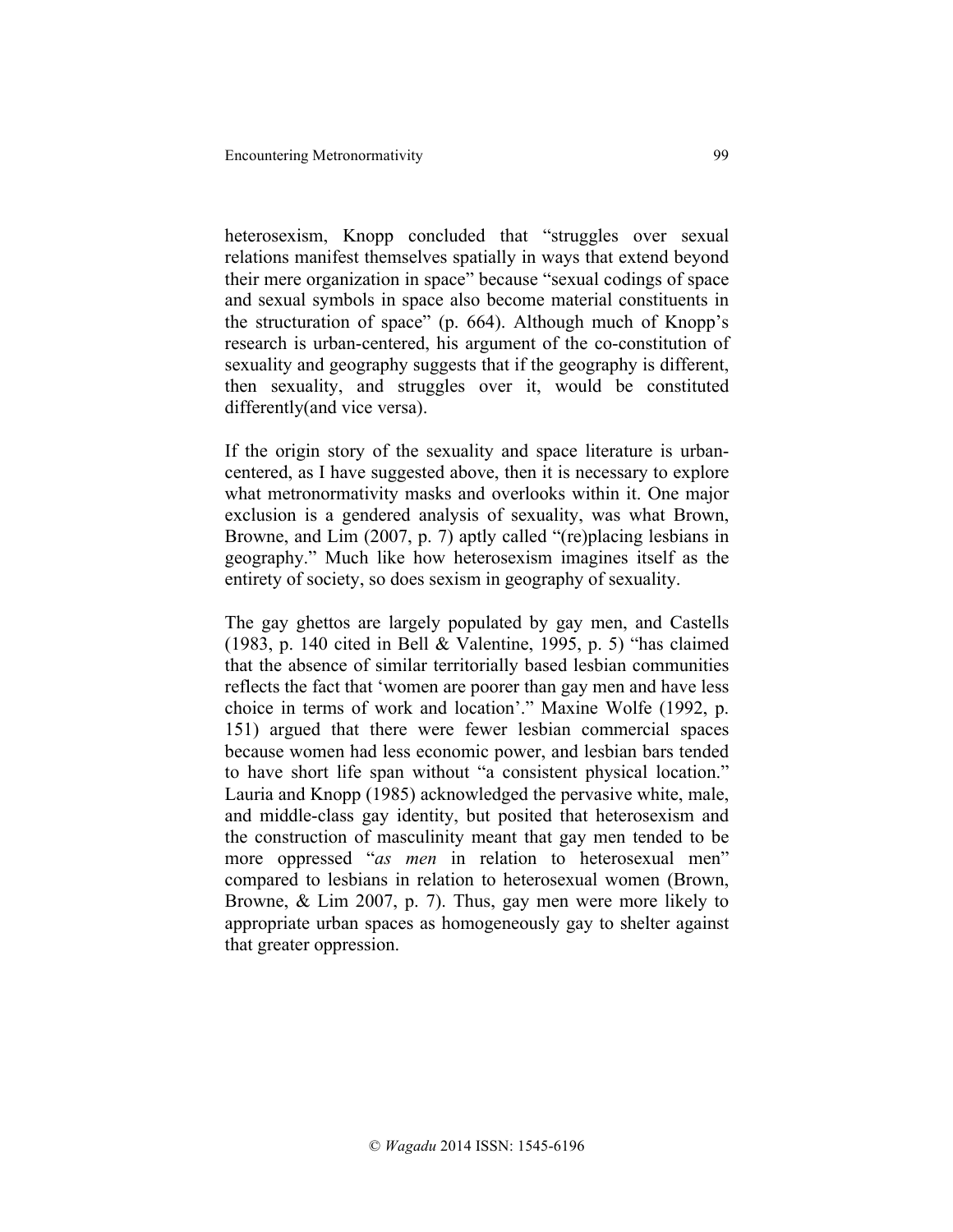heterosexism, Knopp concluded that "struggles over sexual relations manifest themselves spatially in ways that extend beyond their mere organization in space" because "sexual codings of space and sexual symbols in space also become material constituents in the structuration of space" (p. 664). Although much of Knopp's research is urban-centered, his argument of the co-constitution of sexuality and geography suggests that if the geography is different, then sexuality, and struggles over it, would be constituted differently(and vice versa).

If the origin story of the sexuality and space literature is urban-centered, as I have suggested above, then it is necessary to explore what metronormativity masks and overlooks within it. One major exclusion is a gendered analysis of sexuality, was what Brown, Browne, and Lim (2007, p. 7) aptly called "(re)placing lesbians in geography." Much like how heterosexism imagines itself as the entirety of society, so does sexism in geography of sexuality.

The gay ghettos are largely populated by gay men, and Castells (1983, p. 140 cited in Bell & Valentine, 1995, p. 5) "has claimed that the absence of similar territorially based lesbian communities reflects the fact that 'women are poorer than gay men and have less choice in terms of work and location'." Maxine Wolfe (1992, p. 151) argued that there were fewer lesbian commercial spaces because women had less economic power, and lesbian bars tended to have short life span without "a consistent physical location." Lauria and Knopp (1985) acknowledged the pervasive white, male, and middle-class gay identity, but posited that heterosexism and the construction of masculinity meant that gay men tended to be more oppressed "*as men* in relation to heterosexual men" compared to lesbians in relation to heterosexual women (Brown, Browne, & Lim 2007, p. 7). Thus, gay men were more likely to appropriate urban spaces as homogeneously gay to shelter against that greater oppression.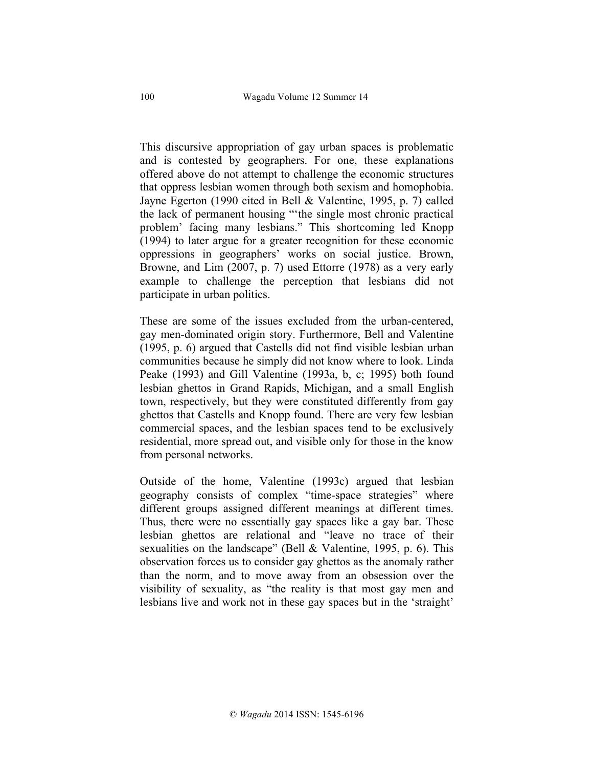This discursive appropriation of gay urban spaces is problematic and is contested by geographers. For one, these explanations offered above do not attempt to challenge the economic structures that oppress lesbian women through both sexism and homophobia. Jayne Egerton (1990 cited in Bell & Valentine, 1995, p. 7) called the lack of permanent housing "'the single most chronic practical problem' facing many lesbians." This shortcoming led Knopp (1994) to later argue for a greater recognition for these economic oppressions in geographers' works on social justice. Brown, Browne, and Lim (2007, p. 7) used Ettorre (1978) as a very early example to challenge the perception that lesbians did not participate in urban politics.

These are some of the issues excluded from the urban-centered, gay men-dominated origin story. Furthermore, Bell and Valentine (1995, p. 6) argued that Castells did not find visible lesbian urban communities because he simply did not know where to look. Linda Peake (1993) and Gill Valentine (1993a, b, c; 1995) both found lesbian ghettos in Grand Rapids, Michigan, and a small English town, respectively, but they were constituted differently from gay ghettos that Castells and Knopp found. There are very few lesbian commercial spaces, and the lesbian spaces tend to be exclusively residential, more spread out, and visible only for those in the know from personal networks.

Outside of the home, Valentine (1993c) argued that lesbian geography consists of complex "time-space strategies" where different groups assigned different meanings at different times. Thus, there were no essentially gay spaces like a gay bar. These lesbian ghettos are relational and "leave no trace of their sexualities on the landscape" (Bell & Valentine, 1995, p. 6). This observation forces us to consider gay ghettos as the anomaly rather than the norm, and to move away from an obsession over the visibility of sexuality, as "the reality is that most gay men and lesbians live and work not in these gay spaces but in the 'straight'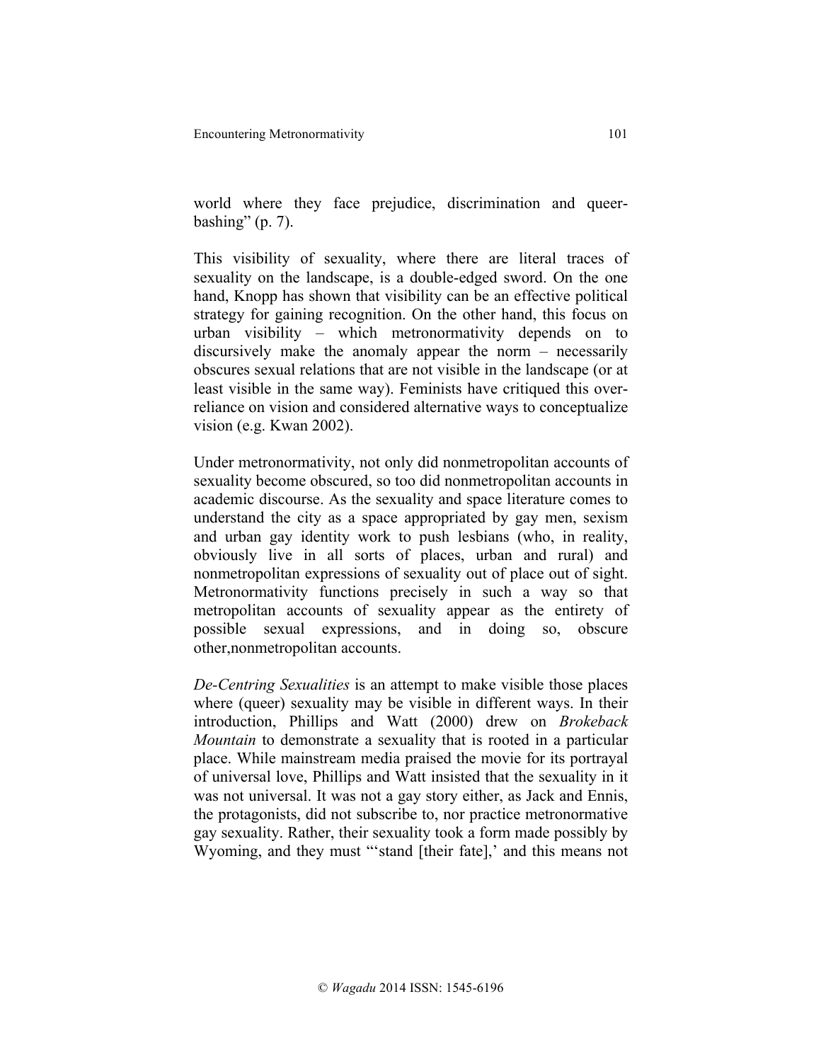world where they face prejudice, discrimination and queer-bashing" (p. 7).

This visibility of sexuality, where there are literal traces of sexuality on the landscape, is a double-edged sword. On the one hand, Knopp has shown that visibility can be an effective political strategy for gaining recognition. On the other hand, this focus on urban visibility – which metronormativity depends on to discursively make the anomaly appear the norm – necessarily obscures sexual relations that are not visible in the landscape (or at least visible in the same way). Feminists have critiqued this over-reliance on vision and considered alternative ways to conceptualize vision (e.g. Kwan 2002).

Under metronormativity, not only did nonmetropolitan accounts of sexuality become obscured, so too did nonmetropolitan accounts in academic discourse. As the sexuality and space literature comes to understand the city as a space appropriated by gay men, sexism and urban gay identity work to push lesbians (who, in reality, obviously live in all sorts of places, urban and rural) and nonmetropolitan expressions of sexuality out of place out of sight. Metronormativity functions precisely in such a way so that metropolitan accounts of sexuality appear as the entirety of possible sexual expressions, and in doing so, obscure other,nonmetropolitan accounts.

*De-Centring Sexualities* is an attempt to make visible those places where (queer) sexuality may be visible in different ways. In their introduction, Phillips and Watt (2000) drew on *Brokeback Mountain* to demonstrate a sexuality that is rooted in a particular place. While mainstream media praised the movie for its portrayal of universal love, Phillips and Watt insisted that the sexuality in it was not universal. It was not a gay story either, as Jack and Ennis, the protagonists, did not subscribe to, nor practice metronormative gay sexuality. Rather, their sexuality took a form made possibly by Wyoming, and they must "'stand [their fate],' and this means not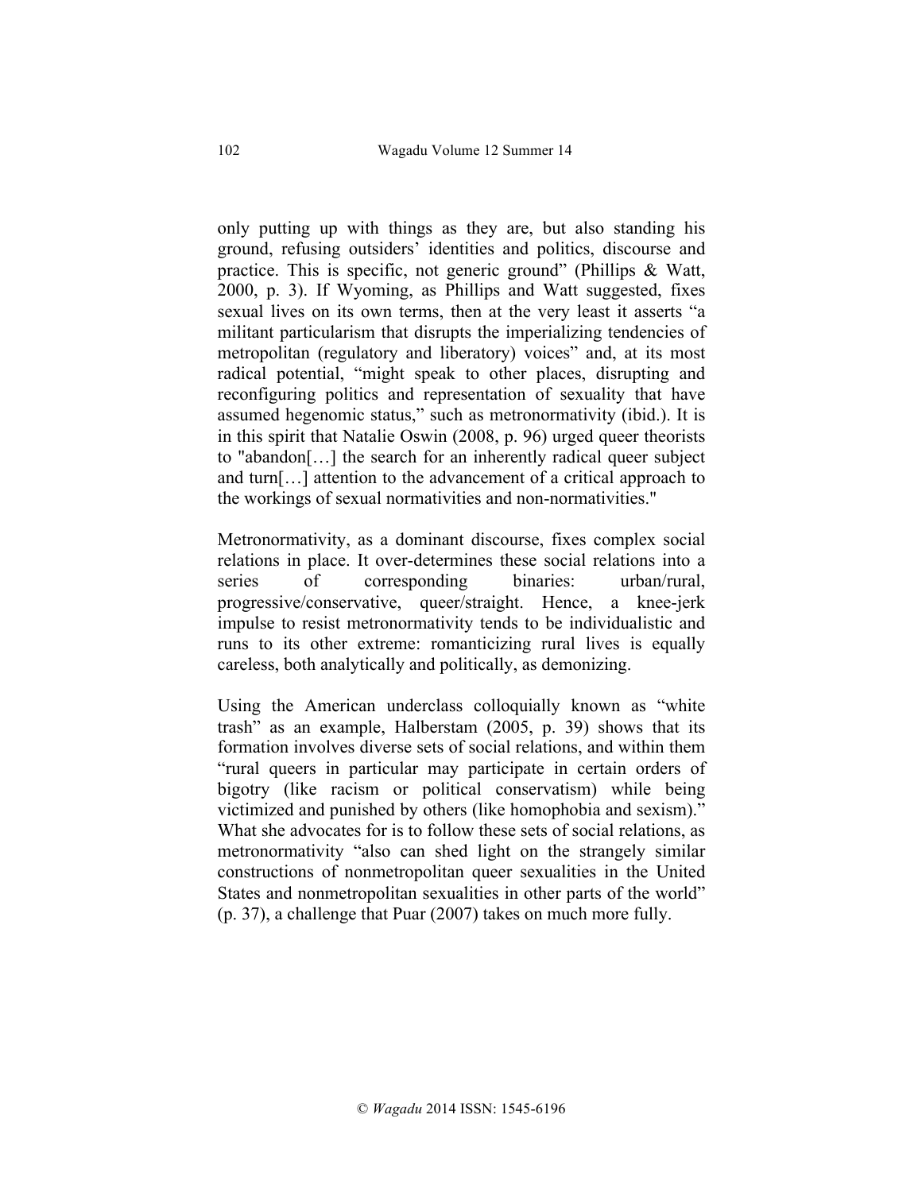only putting up with things as they are, but also standing his ground, refusing outsiders' identities and politics, discourse and practice. This is specific, not generic ground" (Phillips & Watt, 2000, p. 3). If Wyoming, as Phillips and Watt suggested, fixes sexual lives on its own terms, then at the very least it asserts "a militant particularism that disrupts the imperializing tendencies of metropolitan (regulatory and liberatory) voices" and, at its most radical potential, "might speak to other places, disrupting and reconfiguring politics and representation of sexuality that have assumed hegemonic status," such as metronormativity (ibid.). It is in this spirit that Natalie Oswin (2008, p. 96) urged queer theorists to "abandon[…] the search for an inherently radical queer subject and turn[…] attention to the advancement of a critical approach to the workings of sexual normativities and non-normativities."

Metronormativity, as a dominant discourse, fixes complex social relations in place. It over-determines these social relations into a series of corresponding binaries: urban/rural, progressive/conservative, queer/straight. Hence, a knee-jerk impulse to resist metronormativity tends to be individualistic and runs to its other extreme: romanticizing rural lives is equally careless, both analytically and politically, as demonizing.

Using the American underclass colloquially known as "white trash" as an example, Halberstam (2005, p. 39) shows that its formation involves diverse sets of social relations, and within them "rural queers in particular may participate in certain orders of bigotry (like racism or political conservatism) while being victimized and punished by others (like homophobia and sexism)." What she advocates for is to follow these sets of social relations, as metronormativity "also can shed light on the strangely similar constructions of nonmetropolitan queer sexualities in the United States and nonmetropolitan sexualities in other parts of the world" (p. 37), a challenge that Puar (2007) takes on much more fully.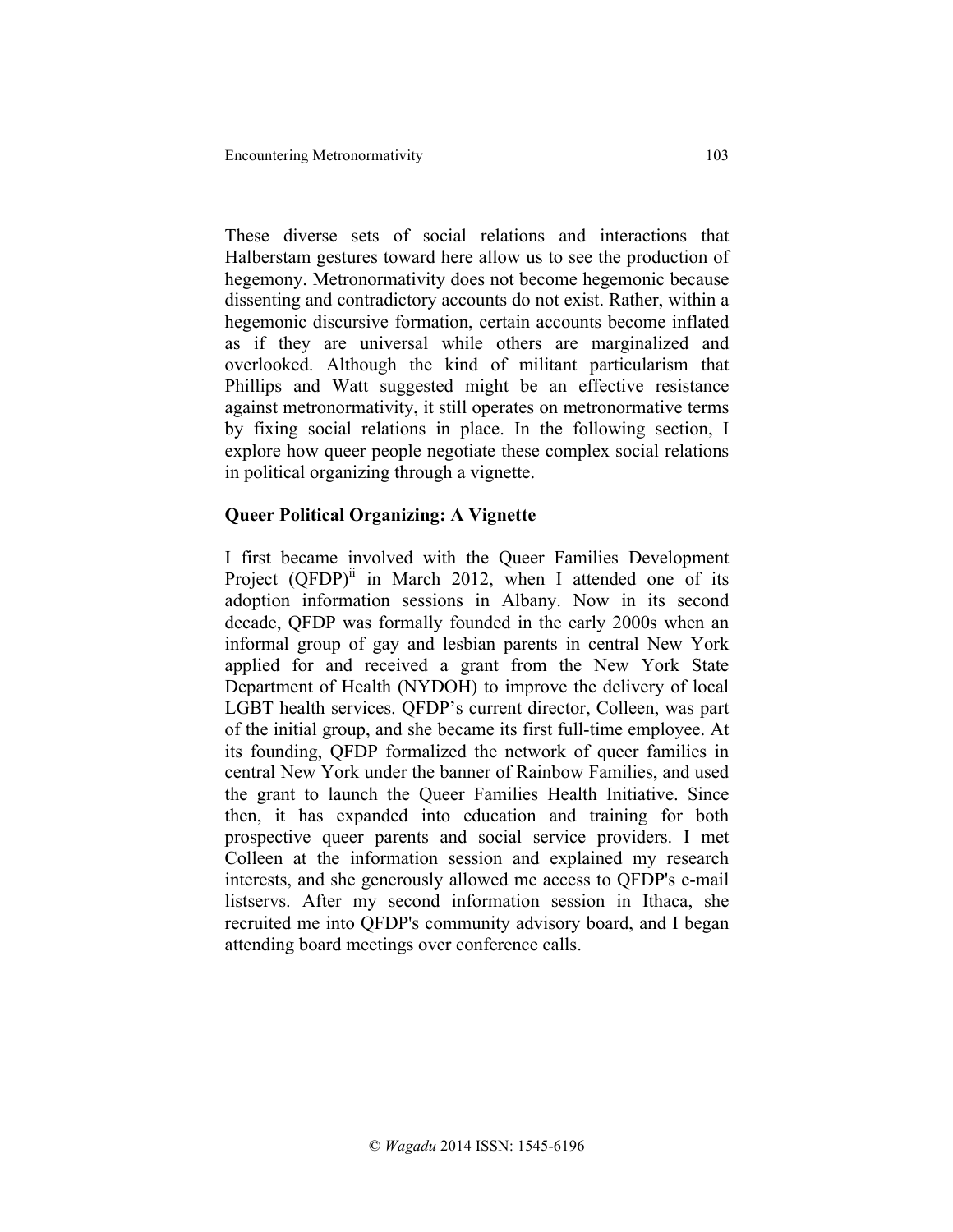These diverse sets of social relations and interactions that Halberstam gestures toward here allow us to see the production of hegemony. Metronormativity does not become hegemonic because dissenting and contradictory accounts do not exist. Rather, within a hegemonic discursive formation, certain accounts become inflated as if they are universal while others are marginalized and overlooked. Although the kind of militant particularism that Phillips and Watt suggested might be an effective resistance against metronormativity, it still operates on metronormative terms by fixing social relations in place. In the following section, I explore how queer people negotiate these complex social relations in political organizing through a vignette.

## Queer Political Organizing: A Vignette

I first became involved with the Queer Families Development Project (QFDP)[ii] in March 2012, when I attended one of its adoption information sessions in Albany. Now in its second decade, QFDP was formally founded in the early 2000s when an informal group of gay and lesbian parents in central New York applied for and received a grant from the New York State Department of Health (NYDOH) to improve the delivery of local LGBT health services. QFDP's current director, Colleen, was part of the initial group, and she became its first full-time employee. At its founding, QFDP formalized the network of queer families in central New York under the banner of Rainbow Families, and used the grant to launch the Queer Families Health Initiative. Since then, it has expanded into education and training for both prospective queer parents and social service providers. I met Colleen at the information session and explained my research interests, and she generously allowed me access to QFDP's e-mail listservs. After my second information session in Ithaca, she recruited me into QFDP's community advisory board, and I began attending board meetings over conference calls.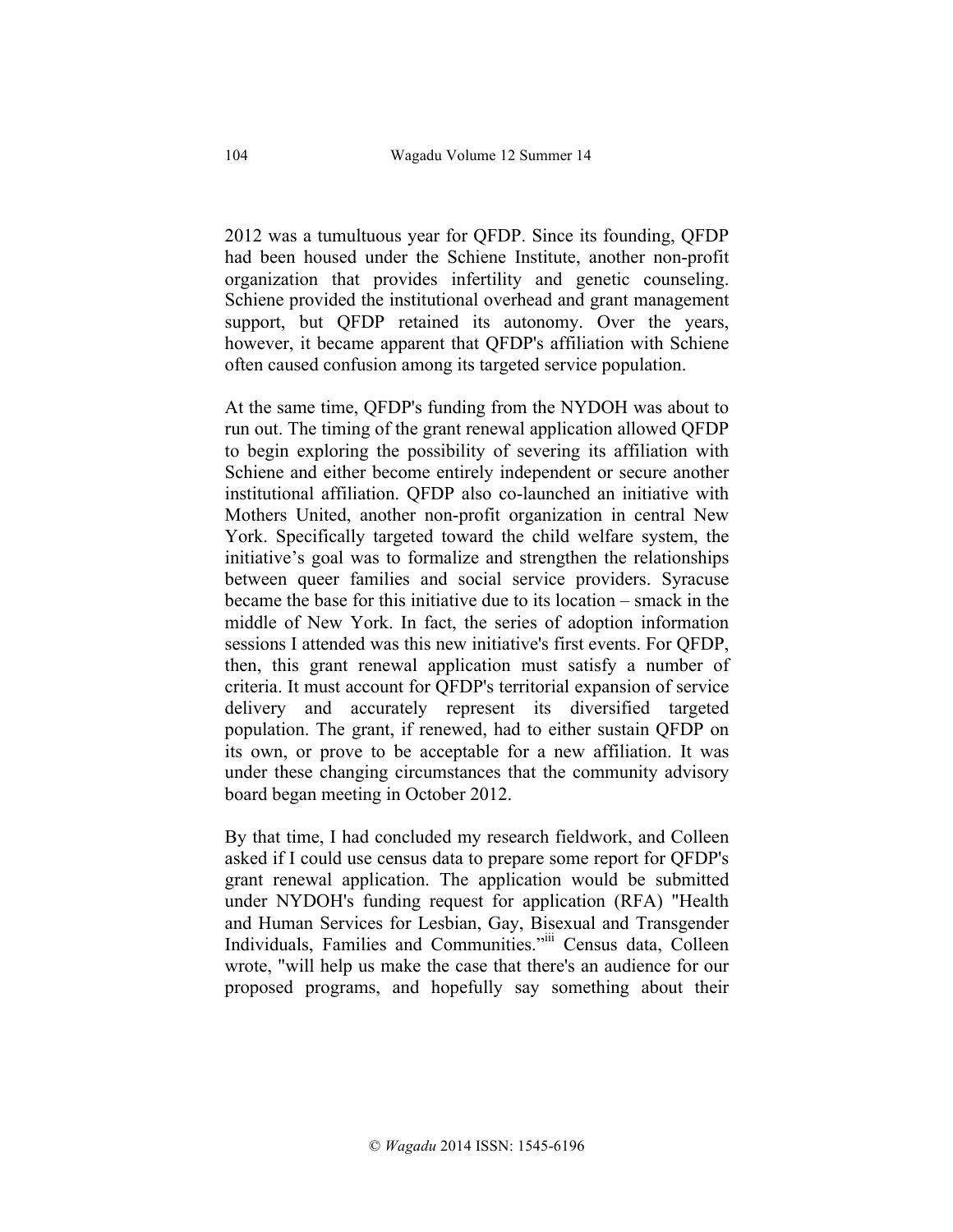2012 was a tumultuous year for QFDP. Since its founding, QFDP had been housed under the Schiene Institute, another non-profit organization that provides infertility and genetic counseling. Schiene provided the institutional overhead and grant management support, but QFDP retained its autonomy. Over the years, however, it became apparent that QFDP's affiliation with Schiene often caused confusion among its targeted service population.

At the same time, QFDP's funding from the NYDOH was about to run out. The timing of the grant renewal application allowed QFDP to begin exploring the possibility of severing its affiliation with Schiene and either become entirely independent or secure another institutional affiliation. QFDP also co-launched an initiative with Mothers United, another non-profit organization in central New York. Specifically targeted toward the child welfare system, the initiative's goal was to formalize and strengthen the relationships between queer families and social service providers. Syracuse became the base for this initiative due to its location – smack in the middle of New York. In fact, the series of adoption information sessions I attended was this new initiative's first events. For QFDP, then, this grant renewal application must satisfy a number of criteria. It must account for QFDP's territorial expansion of service delivery and accurately represent its diversified targeted population. The grant, if renewed, had to either sustain QFDP on its own, or prove to be acceptable for a new affiliation. It was under these changing circumstances that the community advisory board began meeting in October 2012.

By that time, I had concluded my research fieldwork, and Colleen asked if I could use census data to prepare some report for QFDP's grant renewal application. The application would be submitted under NYDOH's funding request for application (RFA) "Health and Human Services for Lesbian, Gay, Bisexual and Transgender Individuals, Families and Communities."[iii] Census data, Colleen wrote, "will help us make the case that there's an audience for our proposed programs, and hopefully say something about their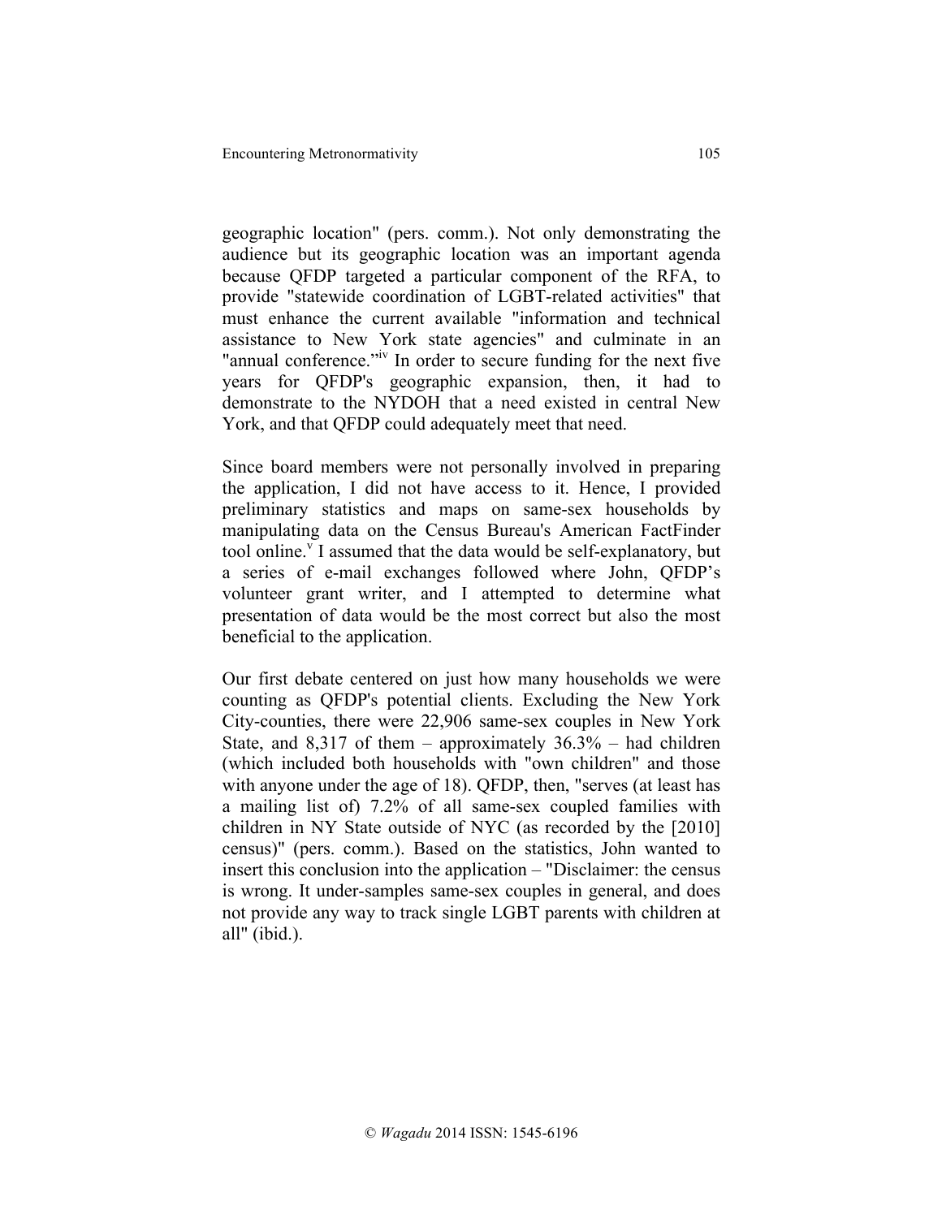geographic location" (pers. comm.). Not only demonstrating the audience but its geographic location was an important agenda because QFDP targeted a particular component of the RFA, to provide "statewide coordination of LGBT-related activities" that must enhance the current available "information and technical assistance to New York state agencies" and culminate in an "annual conference."[iv] In order to secure funding for the next five years for QFDP's geographic expansion, then, it had to demonstrate to the NYDOH that a need existed in central New York, and that QFDP could adequately meet that need.

Since board members were not personally involved in preparing the application, I did not have access to it. Hence, I provided preliminary statistics and maps on same-sex households by manipulating data on the Census Bureau's American FactFinder tool online.[v] I assumed that the data would be self-explanatory, but a series of e-mail exchanges followed where John, QFDP's volunteer grant writer, and I attempted to determine what presentation of data would be the most correct but also the most beneficial to the application.

Our first debate centered on just how many households we were counting as QFDP's potential clients. Excluding the New York City-counties, there were 22,906 same-sex couples in New York State, and 8,317 of them – approximately 36.3% – had children (which included both households with "own children" and those with anyone under the age of 18). QFDP, then, "serves (at least has a mailing list of) 7.2% of all same-sex coupled families with children in NY State outside of NYC (as recorded by the [2010] census)" (pers. comm.). Based on the statistics, John wanted to insert this conclusion into the application – "Disclaimer: the census is wrong. It under-samples same-sex couples in general, and does not provide any way to track single LGBT parents with children at all" (ibid.).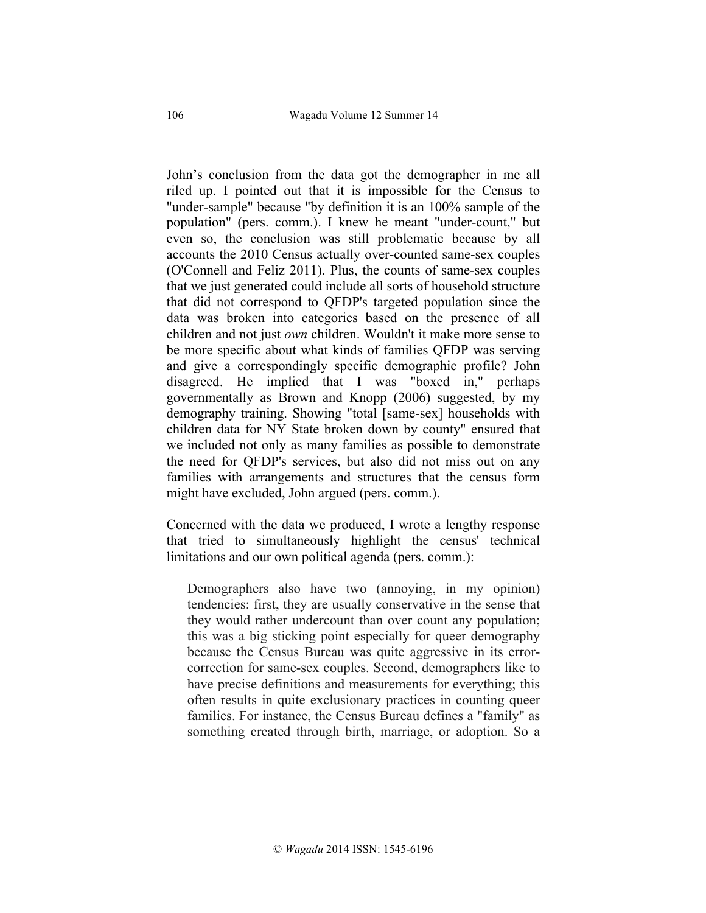John's conclusion from the data got the demographer in me all riled up. I pointed out that it is impossible for the Census to "under-sample" because "by definition it is an 100% sample of the population" (pers. comm.). I knew he meant "under-count," but even so, the conclusion was still problematic because by all accounts the 2010 Census actually over-counted same-sex couples (O'Connell and Feliz 2011). Plus, the counts of same-sex couples that we just generated could include all sorts of household structure that did not correspond to QFDP's targeted population since the data was broken into categories based on the presence of all children and not just *own* children. Wouldn't it make more sense to be more specific about what kinds of families QFDP was serving and give a correspondingly specific demographic profile? John disagreed. He implied that I was "boxed in," perhaps governmentally as Brown and Knopp (2006) suggested, by my demography training. Showing "total [same-sex] households with children data for NY State broken down by county" ensured that we included not only as many families as possible to demonstrate the need for QFDP's services, but also did not miss out on any families with arrangements and structures that the census form might have excluded, John argued (pers. comm.).

Concerned with the data we produced, I wrote a lengthy response that tried to simultaneously highlight the census' technical limitations and our own political agenda (pers. comm.):

> Demographers also have two (annoying, in my opinion) tendencies: first, they are usually conservative in the sense that they would rather undercount than over count any population; this was a big sticking point especially for queer demography because the Census Bureau was quite aggressive in its error-correction for same-sex couples. Second, demographers like to have precise definitions and measurements for everything; this often results in quite exclusionary practices in counting queer families. For instance, the Census Bureau defines a "family" as something created through birth, marriage, or adoption. So a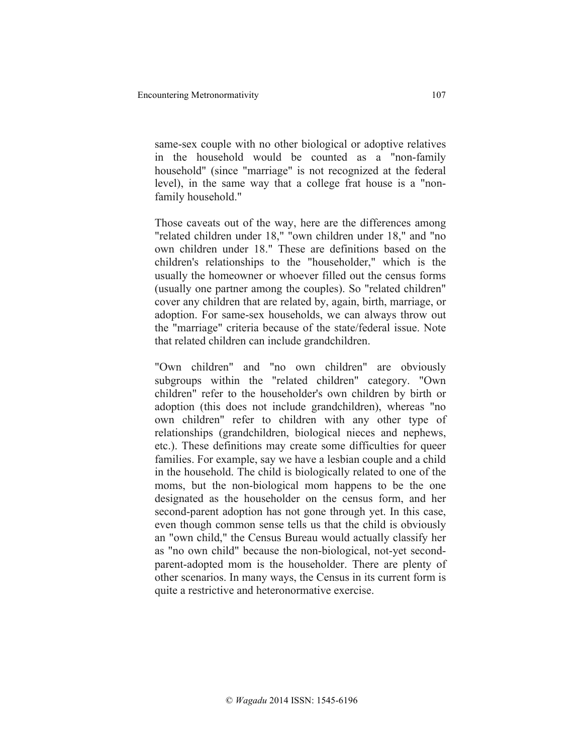same-sex couple with no other biological or adoptive relatives in the household would be counted as a "non-family household" (since "marriage" is not recognized at the federal level), in the same way that a college frat house is a "non-family household."

Those caveats out of the way, here are the differences among "related children under 18," "own children under 18," and "no own children under 18." These are definitions based on the children's relationships to the "householder," which is the usually the homeowner or whoever filled out the census forms (usually one partner among the couples). So "related children" cover any children that are related by, again, birth, marriage, or adoption. For same-sex households, we can always throw out the "marriage" criteria because of the state/federal issue. Note that related children can include grandchildren.

"Own children" and "no own children" are obviously subgroups within the "related children" category. "Own children" refer to the householder's own children by birth or adoption (this does not include grandchildren), whereas "no own children" refer to children with any other type of relationships (grandchildren, biological nieces and nephews, etc.). These definitions may create some difficulties for queer families. For example, say we have a lesbian couple and a child in the household. The child is biologically related to one of the moms, but the non-biological mom happens to be the one designated as the householder on the census form, and her second-parent adoption has not gone through yet. In this case, even though common sense tells us that the child is obviously an "own child," the Census Bureau would actually classify her as "no own child" because the non-biological, not-yet second-parent-adopted mom is the householder. There are plenty of other scenarios. In many ways, the Census in its current form is quite a restrictive and heteronormative exercise.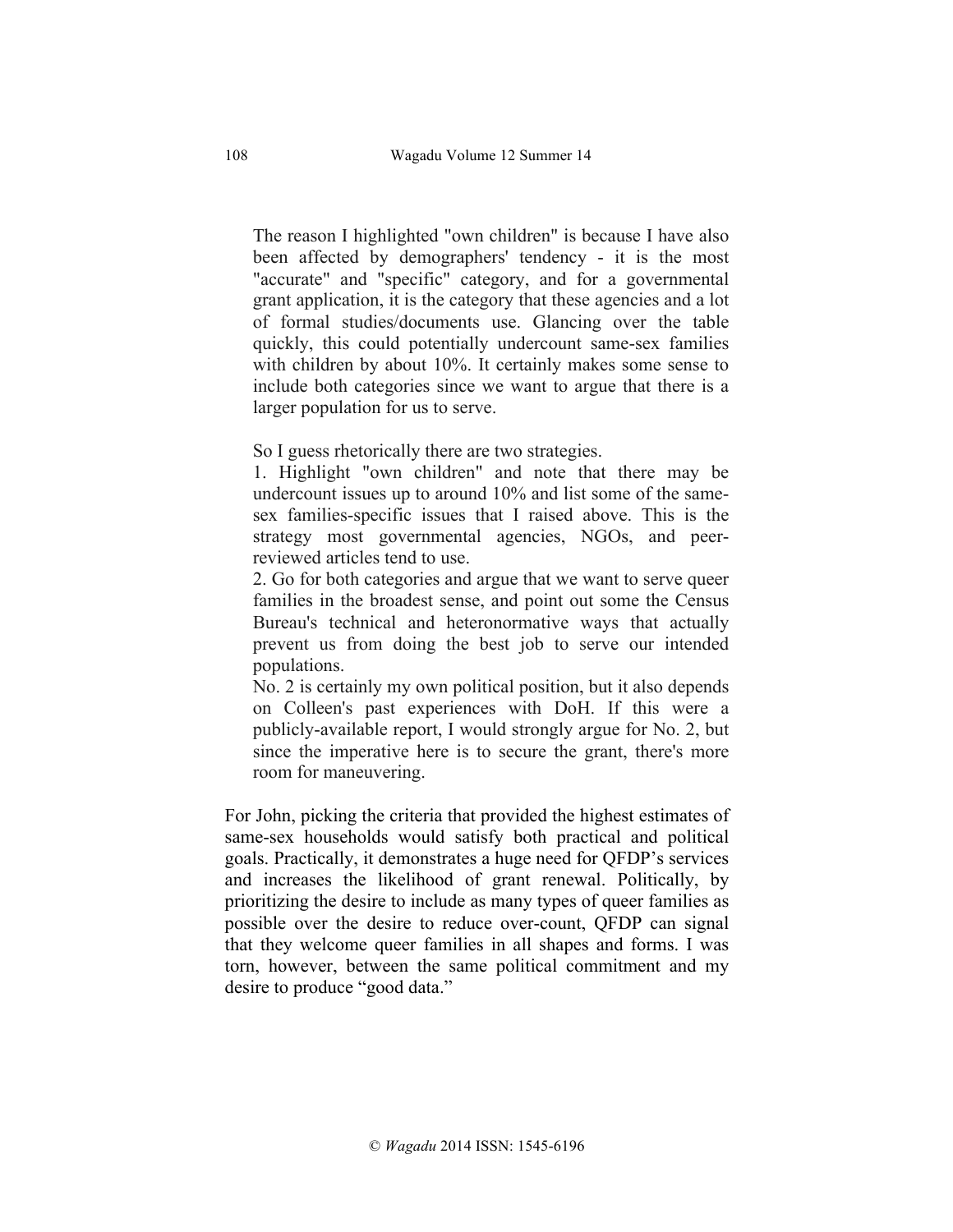> The reason I highlighted "own children" is because I have also been affected by demographers' tendency - it is the most "accurate" and "specific" category, and for a governmental grant application, it is the category that these agencies and a lot of formal studies/documents use. Glancing over the table quickly, this could potentially undercount same-sex families with children by about 10%. It certainly makes some sense to include both categories since we want to argue that there is a larger population for us to serve.
>
> So I guess rhetorically there are two strategies.
> 1. Highlight "own children" and note that there may be undercount issues up to around 10% and list some of the same-sex families-specific issues that I raised above. This is the strategy most governmental agencies, NGOs, and peer-reviewed articles tend to use.
> 2. Go for both categories and argue that we want to serve queer families in the broadest sense, and point out some the Census Bureau's technical and heteronormative ways that actually prevent us from doing the best job to serve our intended populations.
> No. 2 is certainly my own political position, but it also depends on Colleen's past experiences with DoH. If this were a publicly-available report, I would strongly argue for No. 2, but since the imperative here is to secure the grant, there's more room for maneuvering.

For John, picking the criteria that provided the highest estimates of same-sex households would satisfy both practical and political goals. Practically, it demonstrates a huge need for QFDP's services and increases the likelihood of grant renewal. Politically, by prioritizing the desire to include as many types of queer families as possible over the desire to reduce over-count, QFDP can signal that they welcome queer families in all shapes and forms. I was torn, however, between the same political commitment and my desire to produce "good data."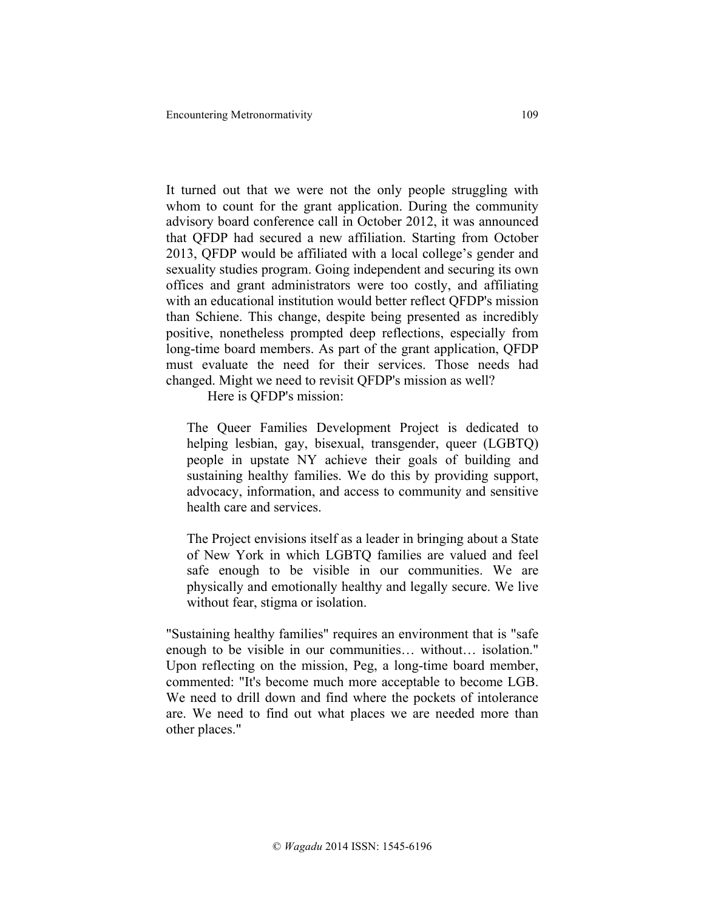It turned out that we were not the only people struggling with whom to count for the grant application. During the community advisory board conference call in October 2012, it was announced that QFDP had secured a new affiliation. Starting from October 2013, QFDP would be affiliated with a local college's gender and sexuality studies program. Going independent and securing its own offices and grant administrators were too costly, and affiliating with an educational institution would better reflect QFDP's mission than Schiene. This change, despite being presented as incredibly positive, nonetheless prompted deep reflections, especially from long-time board members. As part of the grant application, QFDP must evaluate the need for their services. Those needs had changed. Might we need to revisit QFDP's mission as well?

Here is QFDP's mission:

> The Queer Families Development Project is dedicated to helping lesbian, gay, bisexual, transgender, queer (LGBTQ) people in upstate NY achieve their goals of building and sustaining healthy families. We do this by providing support, advocacy, information, and access to community and sensitive health care and services.
>
> The Project envisions itself as a leader in bringing about a State of New York in which LGBTQ families are valued and feel safe enough to be visible in our communities. We are physically and emotionally healthy and legally secure. We live without fear, stigma or isolation.

"Sustaining healthy families" requires an environment that is "safe enough to be visible in our communities… without… isolation." Upon reflecting on the mission, Peg, a long-time board member, commented: "It's become much more acceptable to become LGB. We need to drill down and find where the pockets of intolerance are. We need to find out what places we are needed more than other places."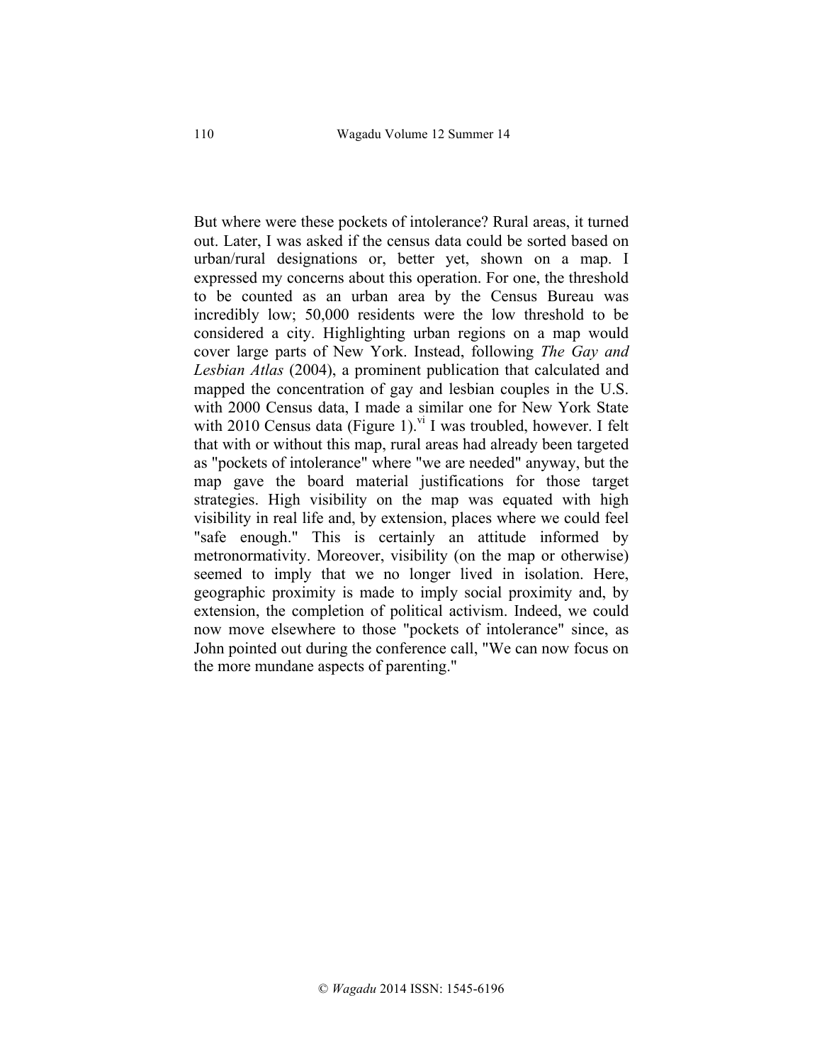But where were these pockets of intolerance? Rural areas, it turned out. Later, I was asked if the census data could be sorted based on urban/rural designations or, better yet, shown on a map. I expressed my concerns about this operation. For one, the threshold to be counted as an urban area by the Census Bureau was incredibly low; 50,000 residents were the low threshold to be considered a city. Highlighting urban regions on a map would cover large parts of New York. Instead, following *The Gay and Lesbian Atlas* (2004), a prominent publication that calculated and mapped the concentration of gay and lesbian couples in the U.S. with 2000 Census data, I made a similar one for New York State with 2010 Census data (Figure 1).[vi] I was troubled, however. I felt that with or without this map, rural areas had already been targeted as "pockets of intolerance" where "we are needed" anyway, but the map gave the board material justifications for those target strategies. High visibility on the map was equated with high visibility in real life and, by extension, places where we could feel "safe enough." This is certainly an attitude informed by metronormativity. Moreover, visibility (on the map or otherwise) seemed to imply that we no longer lived in isolation. Here, geographic proximity is made to imply social proximity and, by extension, the completion of political activism. Indeed, we could now move elsewhere to those "pockets of intolerance" since, as John pointed out during the conference call, "We can now focus on the more mundane aspects of parenting."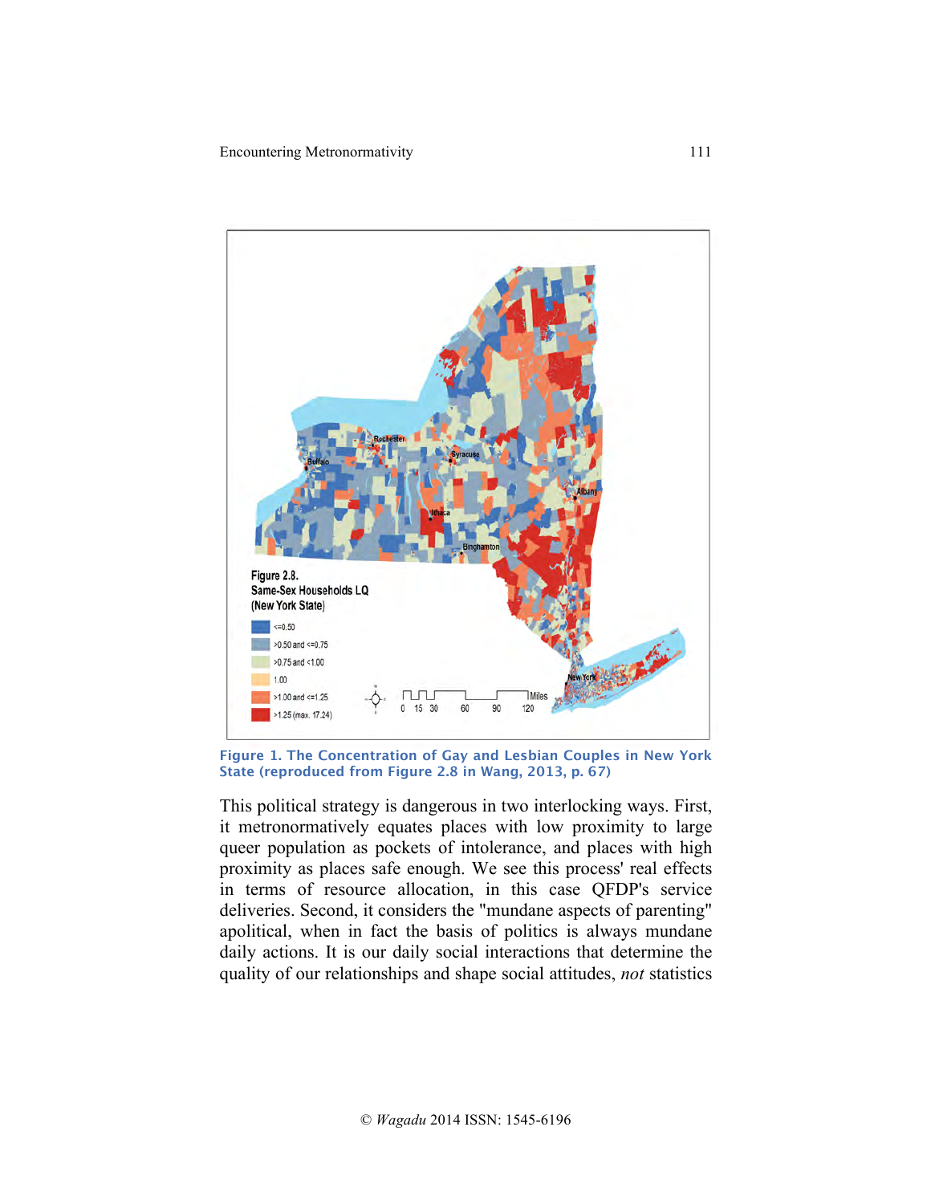Figure 1. The Concentration of Gay and Lesbian Couples in New York State (reproduced from Figure 2.8 in Wang, 2013, p. 67)

This political strategy is dangerous in two interlocking ways. First, it metronormatively equates places with low proximity to large queer population as pockets of intolerance, and places with high proximity as places safe enough. We see this process' real effects in terms of resource allocation, in this case QFDP's service deliveries. Second, it considers the "mundane aspects of parenting" apolitical, when in fact the basis of politics is always mundane daily actions. It is our daily social interactions that determine the quality of our relationships and shape social attitudes, *not* statistics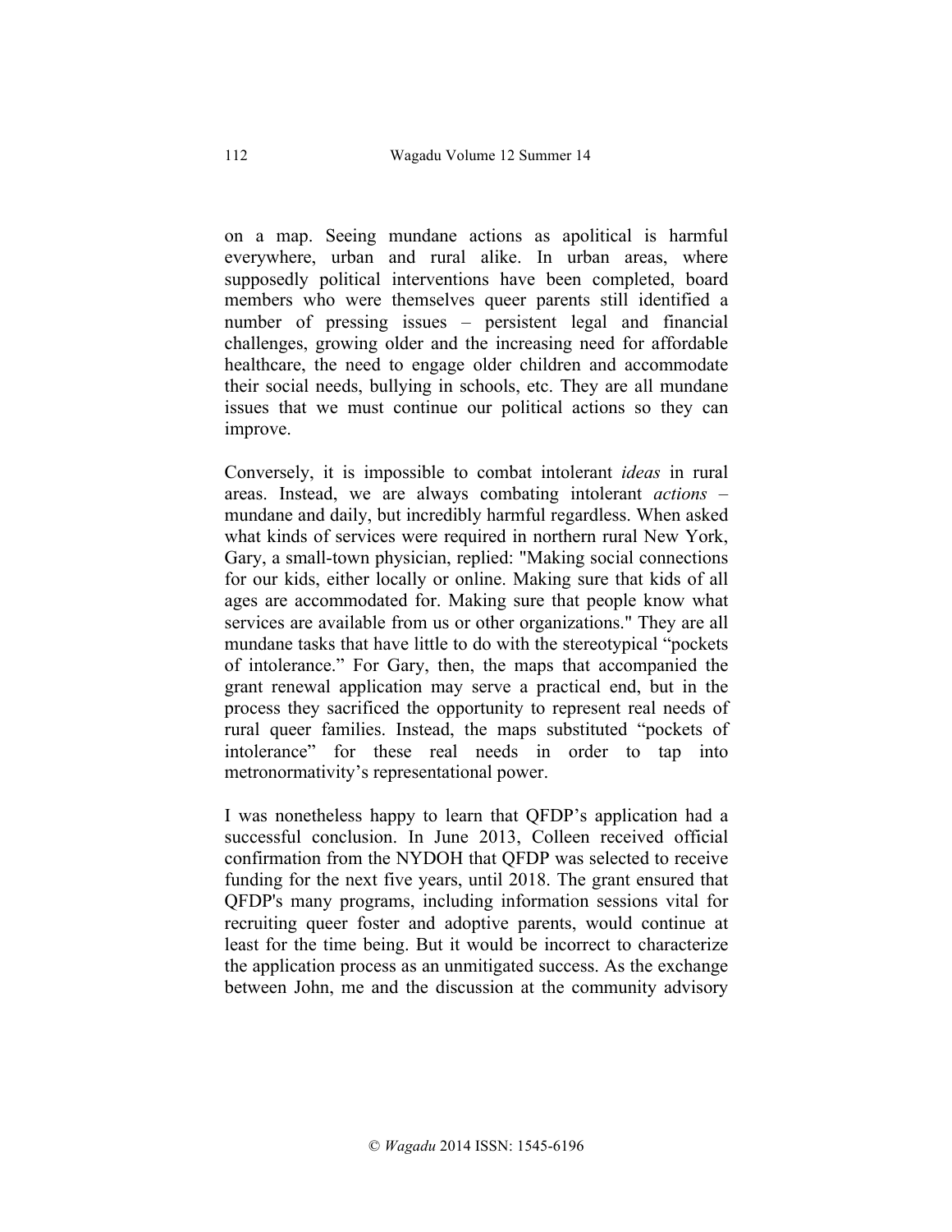on a map. Seeing mundane actions as apolitical is harmful everywhere, urban and rural alike. In urban areas, where supposedly political interventions have been completed, board members who were themselves queer parents still identified a number of pressing issues – persistent legal and financial challenges, growing older and the increasing need for affordable healthcare, the need to engage older children and accommodate their social needs, bullying in schools, etc. They are all mundane issues that we must continue our political actions so they can improve.

Conversely, it is impossible to combat intolerant *ideas* in rural areas. Instead, we are always combating intolerant *actions* – mundane and daily, but incredibly harmful regardless. When asked what kinds of services were required in northern rural New York, Gary, a small-town physician, replied: "Making social connections for our kids, either locally or online. Making sure that kids of all ages are accommodated for. Making sure that people know what services are available from us or other organizations." They are all mundane tasks that have little to do with the stereotypical "pockets of intolerance." For Gary, then, the maps that accompanied the grant renewal application may serve a practical end, but in the process they sacrificed the opportunity to represent real needs of rural queer families. Instead, the maps substituted "pockets of intolerance" for these real needs in order to tap into metronormativity's representational power.

I was nonetheless happy to learn that QFDP's application had a successful conclusion. In June 2013, Colleen received official confirmation from the NYDOH that QFDP was selected to receive funding for the next five years, until 2018. The grant ensured that QFDP's many programs, including information sessions vital for recruiting queer foster and adoptive parents, would continue at least for the time being. But it would be incorrect to characterize the application process as an unmitigated success. As the exchange between John, me and the discussion at the community advisory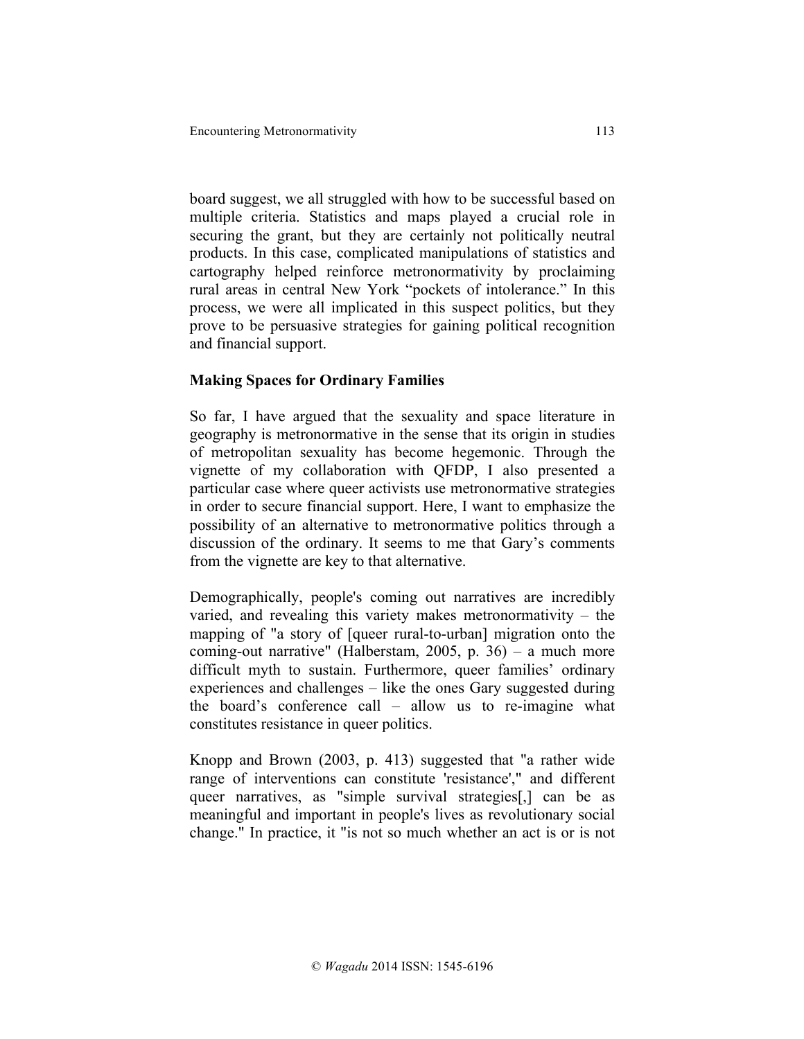board suggest, we all struggled with how to be successful based on multiple criteria. Statistics and maps played a crucial role in securing the grant, but they are certainly not politically neutral products. In this case, complicated manipulations of statistics and cartography helped reinforce metronormativity by proclaiming rural areas in central New York "pockets of intolerance." In this process, we were all implicated in this suspect politics, but they prove to be persuasive strategies for gaining political recognition and financial support.

## Making Spaces for Ordinary Families

So far, I have argued that the sexuality and space literature in geography is metronormative in the sense that its origin in studies of metropolitan sexuality has become hegemonic. Through the vignette of my collaboration with QFDP, I also presented a particular case where queer activists use metronormative strategies in order to secure financial support. Here, I want to emphasize the possibility of an alternative to metronormative politics through a discussion of the ordinary. It seems to me that Gary's comments from the vignette are key to that alternative.

Demographically, people's coming out narratives are incredibly varied, and revealing this variety makes metronormativity – the mapping of "a story of [queer rural-to-urban] migration onto the coming-out narrative" (Halberstam, 2005, p. 36) – a much more difficult myth to sustain. Furthermore, queer families' ordinary experiences and challenges – like the ones Gary suggested during the board's conference call – allow us to re-imagine what constitutes resistance in queer politics.

Knopp and Brown (2003, p. 413) suggested that "a rather wide range of interventions can constitute 'resistance'," and different queer narratives, as "simple survival strategies[,] can be as meaningful and important in people's lives as revolutionary social change." In practice, it "is not so much whether an act is or is not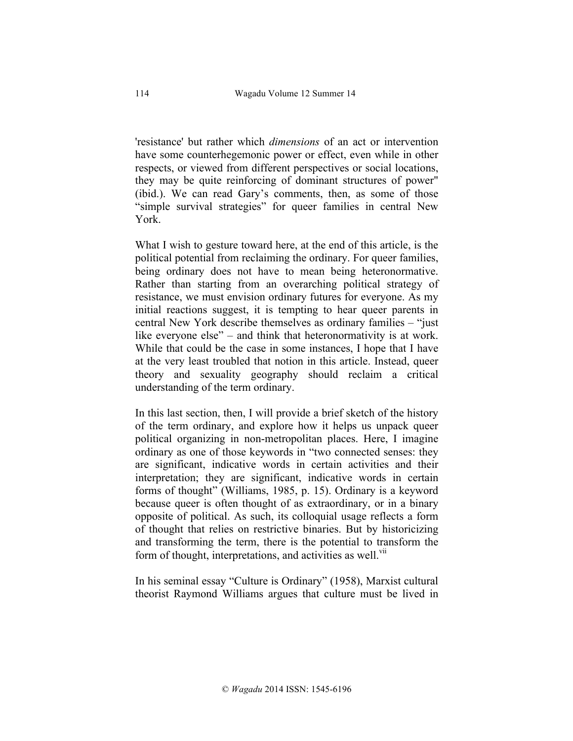'resistance' but rather which *dimensions* of an act or intervention have some counterhegemonic power or effect, even while in other respects, or viewed from different perspectives or social locations, they may be quite reinforcing of dominant structures of power" (ibid.). We can read Gary's comments, then, as some of those "simple survival strategies" for queer families in central New York.

What I wish to gesture toward here, at the end of this article, is the political potential from reclaiming the ordinary. For queer families, being ordinary does not have to mean being heteronormative. Rather than starting from an overarching political strategy of resistance, we must envision ordinary futures for everyone. As my initial reactions suggest, it is tempting to hear queer parents in central New York describe themselves as ordinary families – "just like everyone else" – and think that heteronormativity is at work. While that could be the case in some instances, I hope that I have at the very least troubled that notion in this article. Instead, queer theory and sexuality geography should reclaim a critical understanding of the term ordinary.

In this last section, then, I will provide a brief sketch of the history of the term ordinary, and explore how it helps us unpack queer political organizing in non-metropolitan places. Here, I imagine ordinary as one of those keywords in "two connected senses: they are significant, indicative words in certain activities and their interpretation; they are significant, indicative words in certain forms of thought" (Williams, 1985, p. 15). Ordinary is a keyword because queer is often thought of as extraordinary, or in a binary opposite of political. As such, its colloquial usage reflects a form of thought that relies on restrictive binaries. But by historicizing and transforming the term, there is the potential to transform the form of thought, interpretations, and activities as well.[vii]

In his seminal essay "Culture is Ordinary" (1958), Marxist cultural theorist Raymond Williams argues that culture must be lived in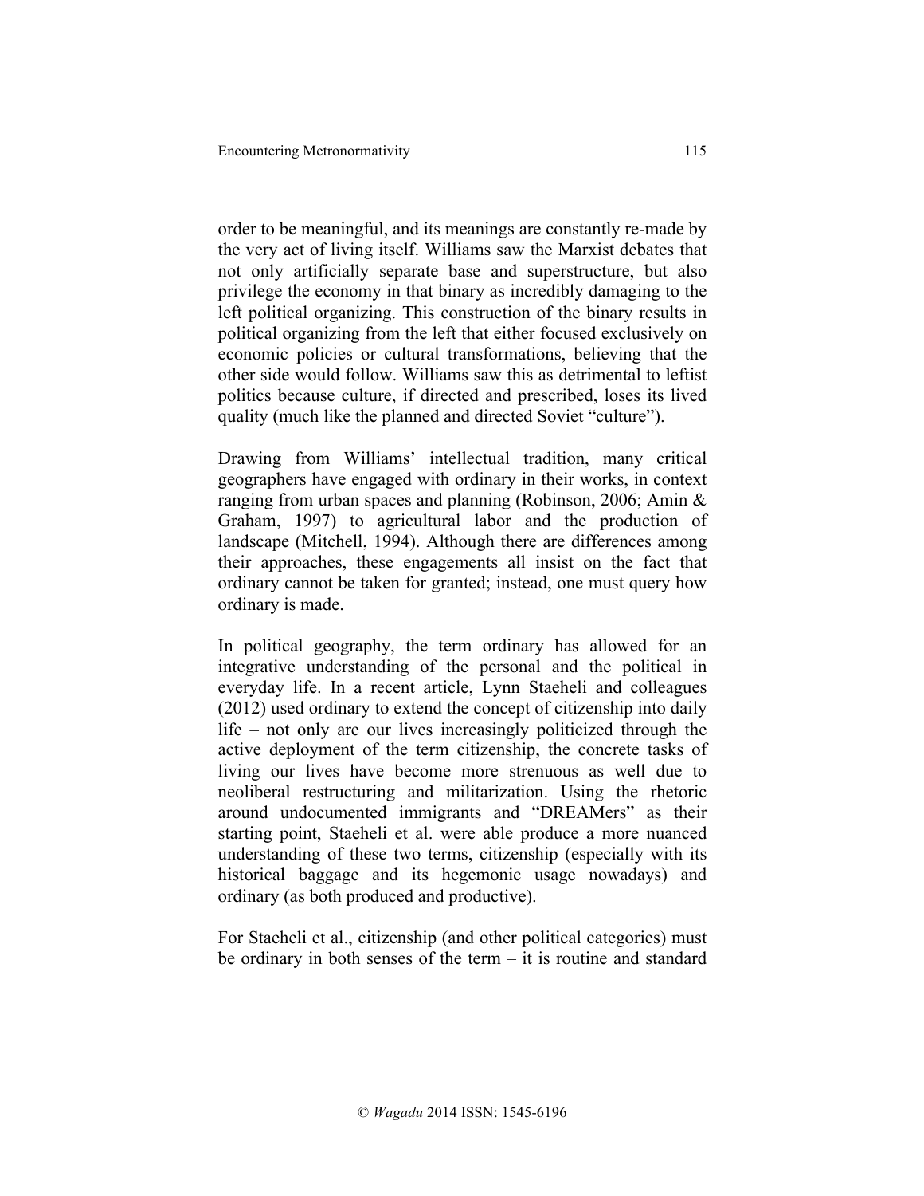order to be meaningful, and its meanings are constantly re-made by the very act of living itself. Williams saw the Marxist debates that not only artificially separate base and superstructure, but also privilege the economy in that binary as incredibly damaging to the left political organizing. This construction of the binary results in political organizing from the left that either focused exclusively on economic policies or cultural transformations, believing that the other side would follow. Williams saw this as detrimental to leftist politics because culture, if directed and prescribed, loses its lived quality (much like the planned and directed Soviet "culture").

Drawing from Williams' intellectual tradition, many critical geographers have engaged with ordinary in their works, in context ranging from urban spaces and planning (Robinson, 2006; Amin & Graham, 1997) to agricultural labor and the production of landscape (Mitchell, 1994). Although there are differences among their approaches, these engagements all insist on the fact that ordinary cannot be taken for granted; instead, one must query how ordinary is made.

In political geography, the term ordinary has allowed for an integrative understanding of the personal and the political in everyday life. In a recent article, Lynn Staeheli and colleagues (2012) used ordinary to extend the concept of citizenship into daily life – not only are our lives increasingly politicized through the active deployment of the term citizenship, the concrete tasks of living our lives have become more strenuous as well due to neoliberal restructuring and militarization. Using the rhetoric around undocumented immigrants and "DREAMers" as their starting point, Staeheli et al. were able produce a more nuanced understanding of these two terms, citizenship (especially with its historical baggage and its hegemonic usage nowadays) and ordinary (as both produced and productive).

For Staeheli et al., citizenship (and other political categories) must be ordinary in both senses of the term – it is routine and standard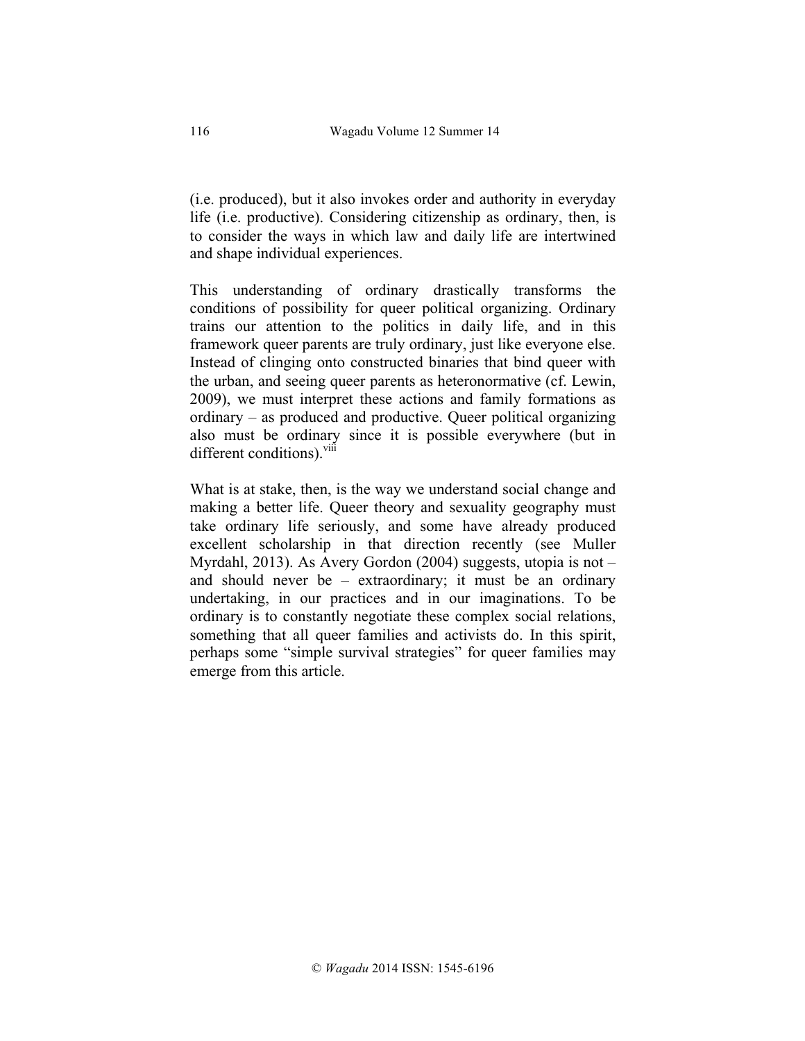(i.e. produced), but it also invokes order and authority in everyday life (i.e. productive). Considering citizenship as ordinary, then, is to consider the ways in which law and daily life are intertwined and shape individual experiences.

This understanding of ordinary drastically transforms the conditions of possibility for queer political organizing. Ordinary trains our attention to the politics in daily life, and in this framework queer parents are truly ordinary, just like everyone else. Instead of clinging onto constructed binaries that bind queer with the urban, and seeing queer parents as heteronormative (cf. Lewin, 2009), we must interpret these actions and family formations as ordinary – as produced and productive. Queer political organizing also must be ordinary since it is possible everywhere (but in different conditions).[viii]

What is at stake, then, is the way we understand social change and making a better life. Queer theory and sexuality geography must take ordinary life seriously, and some have already produced excellent scholarship in that direction recently (see Muller Myrdahl, 2013). As Avery Gordon (2004) suggests, utopia is not – and should never be – extraordinary; it must be an ordinary undertaking, in our practices and in our imaginations. To be ordinary is to constantly negotiate these complex social relations, something that all queer families and activists do. In this spirit, perhaps some "simple survival strategies" for queer families may emerge from this article.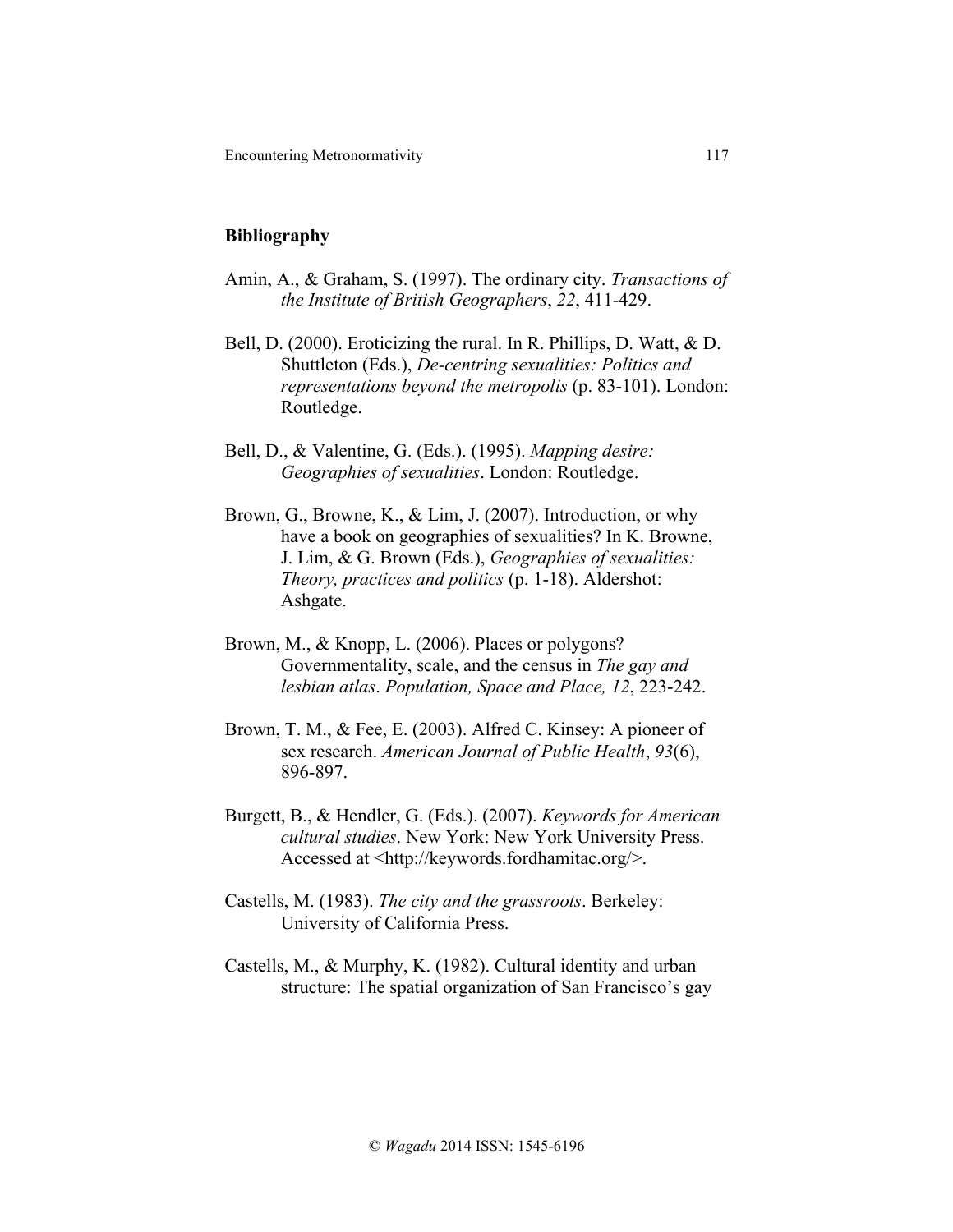## Bibliography

Amin, A., & Graham, S. (1997). The ordinary city. *Transactions of the Institute of British Geographers*, *22*, 411-429.

Bell, D. (2000). Eroticizing the rural. In R. Phillips, D. Watt, & D. Shuttleton (Eds.), *De-centring sexualities: Politics and representations beyond the metropolis* (p. 83-101). London: Routledge.

Bell, D., & Valentine, G. (Eds.). (1995). *Mapping desire: Geographies of sexualities*. London: Routledge.

Brown, G., Browne, K., & Lim, J. (2007). Introduction, or why have a book on geographies of sexualities? In K. Browne, J. Lim, & G. Brown (Eds.), *Geographies of sexualities: Theory, practices and politics* (p. 1-18). Aldershot: Ashgate.

Brown, M., & Knopp, L. (2006). Places or polygons? Governmentality, scale, and the census in *The gay and lesbian atlas*. *Population, Space and Place, 12*, 223-242.

Brown, T. M., & Fee, E. (2003). Alfred C. Kinsey: A pioneer of sex research. *American Journal of Public Health*, *93*(6), 896-897.

Burgett, B., & Hendler, G. (Eds.). (2007). *Keywords for American cultural studies*. New York: New York University Press. Accessed at <http://keywords.fordhamitac.org/>.

Castells, M. (1983). *The city and the grassroots*. Berkeley: University of California Press.

Castells, M., & Murphy, K. (1982). Cultural identity and urban structure: The spatial organization of San Francisco's gay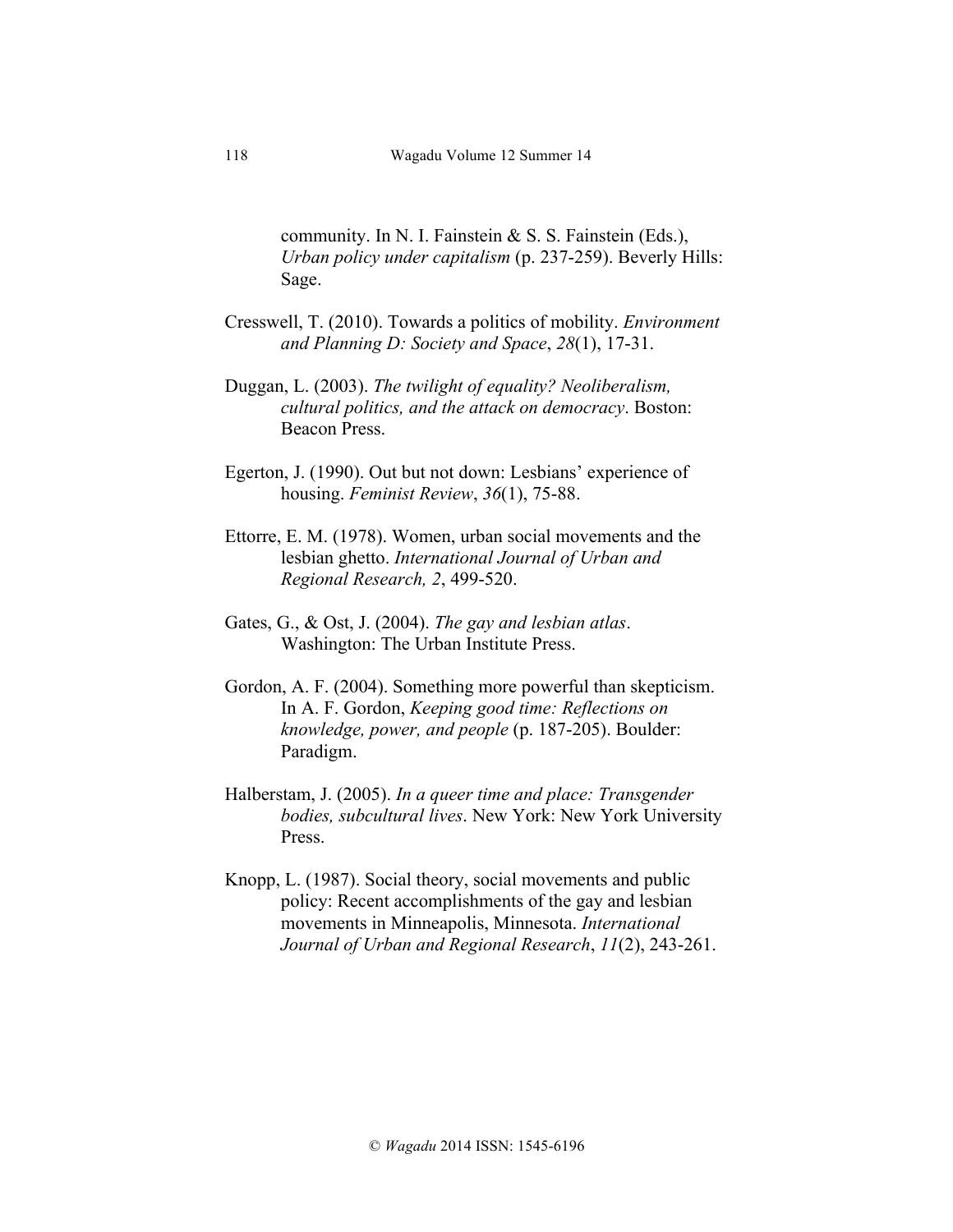community. In N. I. Fainstein & S. S. Fainstein (Eds.), *Urban policy under capitalism* (p. 237-259). Beverly Hills: Sage.

Cresswell, T. (2010). Towards a politics of mobility. *Environment and Planning D: Society and Space*, *28*(1), 17-31.

Duggan, L. (2003). *The twilight of equality? Neoliberalism, cultural politics, and the attack on democracy*. Boston: Beacon Press.

Egerton, J. (1990). Out but not down: Lesbians' experience of housing. *Feminist Review*, *36*(1), 75-88.

Ettorre, E. M. (1978). Women, urban social movements and the lesbian ghetto. *International Journal of Urban and Regional Research, 2*, 499-520.

Gates, G., & Ost, J. (2004). *The gay and lesbian atlas*. Washington: The Urban Institute Press.

Gordon, A. F. (2004). Something more powerful than skepticism. In A. F. Gordon, *Keeping good time: Reflections on knowledge, power, and people* (p. 187-205). Boulder: Paradigm.

Halberstam, J. (2005). *In a queer time and place: Transgender bodies, subcultural lives*. New York: New York University Press.

Knopp, L. (1987). Social theory, social movements and public policy: Recent accomplishments of the gay and lesbian movements in Minneapolis, Minnesota. *International Journal of Urban and Regional Research*, *11*(2), 243-261.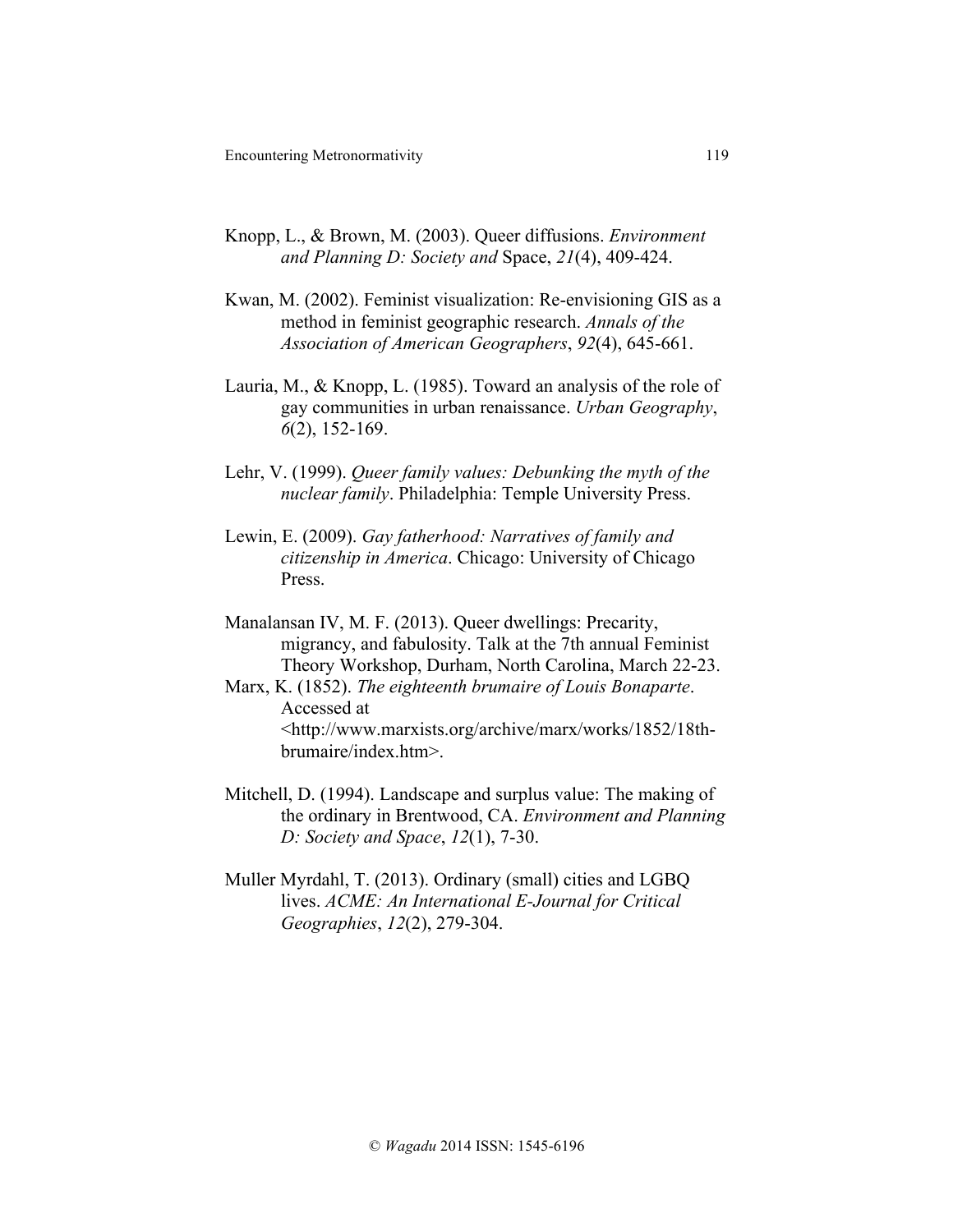Knopp, L., & Brown, M. (2003). Queer diffusions. *Environment and Planning D: Society and* Space, *21*(4), 409-424.

Kwan, M. (2002). Feminist visualization: Re-envisioning GIS as a method in feminist geographic research. *Annals of the Association of American Geographers*, *92*(4), 645-661.

Lauria, M., & Knopp, L. (1985). Toward an analysis of the role of gay communities in urban renaissance. *Urban Geography*, *6*(2), 152-169.

Lehr, V. (1999). *Queer family values: Debunking the myth of the nuclear family*. Philadelphia: Temple University Press.

Lewin, E. (2009). *Gay fatherhood: Narratives of family and citizenship in America*. Chicago: University of Chicago Press.

Manalansan IV, M. F. (2013). Queer dwellings: Precarity, migrancy, and fabulosity. Talk at the 7th annual Feminist Theory Workshop, Durham, North Carolina, March 22-23.

Marx, K. (1852). *The eighteenth brumaire of Louis Bonaparte*. Accessed at <http://www.marxists.org/archive/marx/works/1852/18th-brumaire/index.htm>.

Mitchell, D. (1994). Landscape and surplus value: The making of the ordinary in Brentwood, CA. *Environment and Planning D: Society and Space*, *12*(1), 7-30.

Muller Myrdahl, T. (2013). Ordinary (small) cities and LGBQ lives. *ACME: An International E-Journal for Critical Geographies*, *12*(2), 279-304.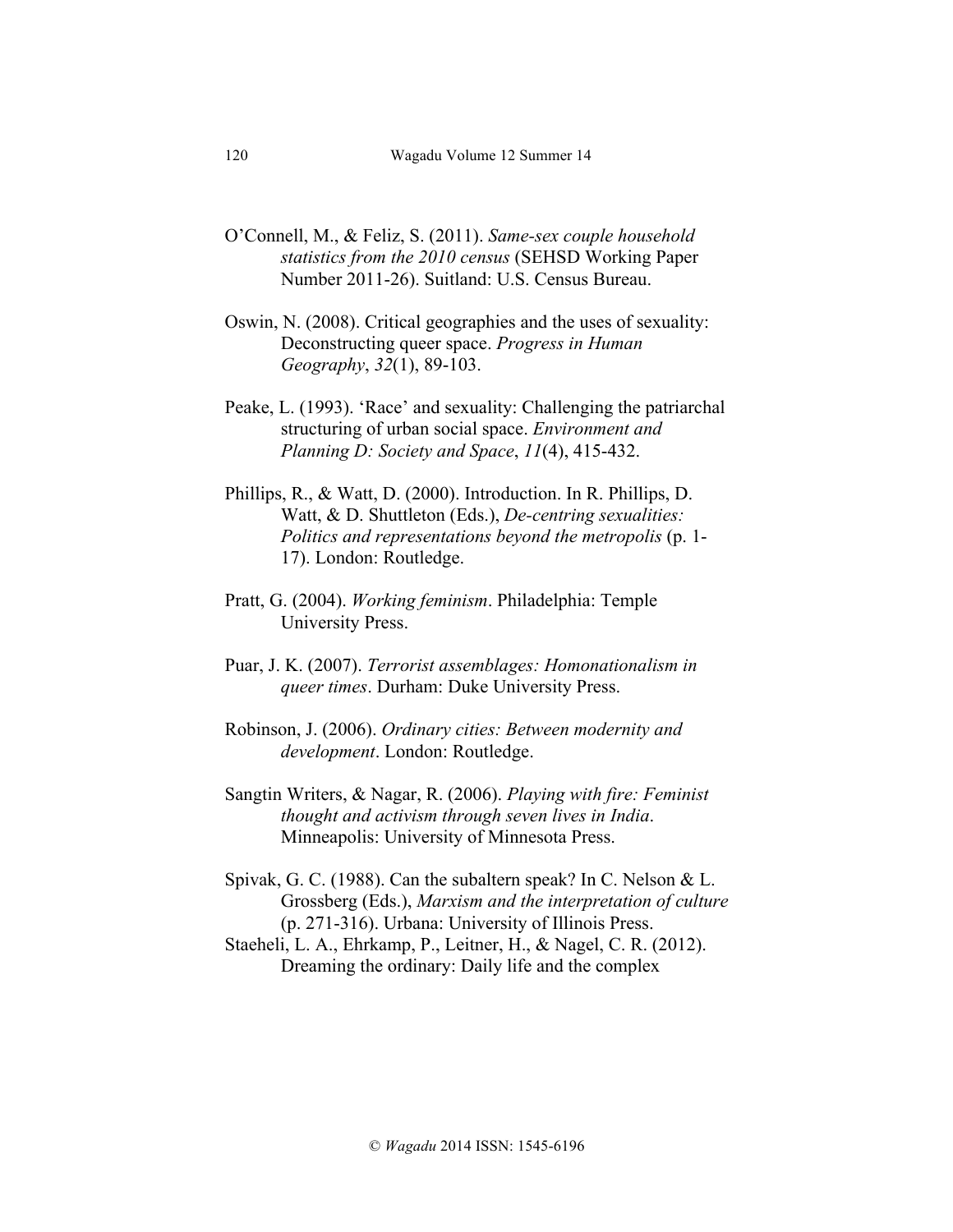O'Connell, M., & Feliz, S. (2011). *Same-sex couple household statistics from the 2010 census* (SEHSD Working Paper Number 2011-26). Suitland: U.S. Census Bureau.

Oswin, N. (2008). Critical geographies and the uses of sexuality: Deconstructing queer space. *Progress in Human Geography*, *32*(1), 89-103.

Peake, L. (1993). 'Race' and sexuality: Challenging the patriarchal structuring of urban social space. *Environment and Planning D: Society and Space*, *11*(4), 415-432.

Phillips, R., & Watt, D. (2000). Introduction. In R. Phillips, D. Watt, & D. Shuttleton (Eds.), *De-centring sexualities: Politics and representations beyond the metropolis* (p. 1-17). London: Routledge.

Pratt, G. (2004). *Working feminism*. Philadelphia: Temple University Press.

Puar, J. K. (2007). *Terrorist assemblages: Homonationalism in queer times*. Durham: Duke University Press.

Robinson, J. (2006). *Ordinary cities: Between modernity and development*. London: Routledge.

Sangtin Writers, & Nagar, R. (2006). *Playing with fire: Feminist thought and activism through seven lives in India*. Minneapolis: University of Minnesota Press.

Spivak, G. C. (1988). Can the subaltern speak? In C. Nelson & L. Grossberg (Eds.), *Marxism and the interpretation of culture* (p. 271-316). Urbana: University of Illinois Press.

Staeheli, L. A., Ehrkamp, P., Leitner, H., & Nagel, C. R. (2012). Dreaming the ordinary: Daily life and the complex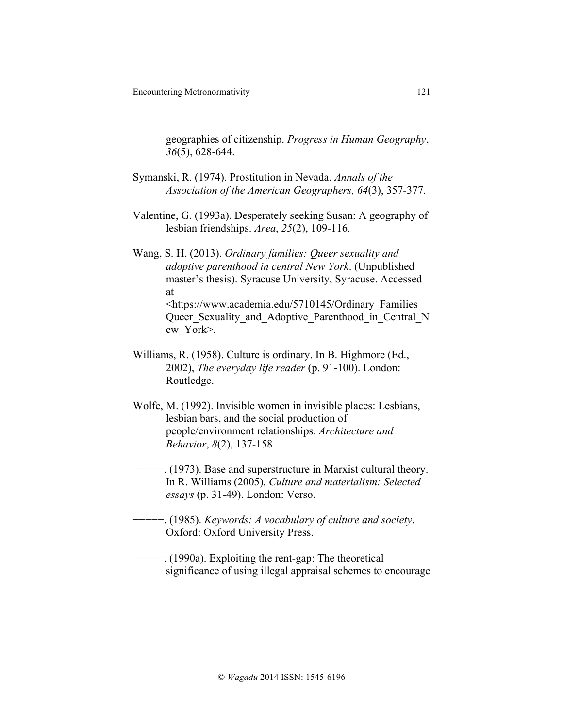geographies of citizenship. *Progress in Human Geography*, *36*(5), 628-644.

Symanski, R. (1974). Prostitution in Nevada. *Annals of the Association of the American Geographers, 64*(3), 357-377.

Valentine, G. (1993a). Desperately seeking Susan: A geography of lesbian friendships. *Area*, *25*(2), 109-116.

Wang, S. H. (2013). *Ordinary families: Queer sexuality and adoptive parenthood in central New York*. (Unpublished master's thesis). Syracuse University, Syracuse. Accessed at <https://www.academia.edu/5710145/Ordinary_Families_Queer_Sexuality_and_Adoptive_Parenthood_in_Central_New_York>.

Williams, R. (1958). Culture is ordinary. In B. Highmore (Ed., 2002), *The everyday life reader* (p. 91-100). London: Routledge.

Wolfe, M. (1992). Invisible women in invisible places: Lesbians, lesbian bars, and the social production of people/environment relationships. *Architecture and Behavior*, *8*(2), 137-158

―――――. (1973). Base and superstructure in Marxist cultural theory. In R. Williams (2005), *Culture and materialism: Selected essays* (p. 31-49). London: Verso.

―――――. (1985). *Keywords: A vocabulary of culture and society*. Oxford: Oxford University Press.

―――――. (1990a). Exploiting the rent-gap: The theoretical significance of using illegal appraisal schemes to encourage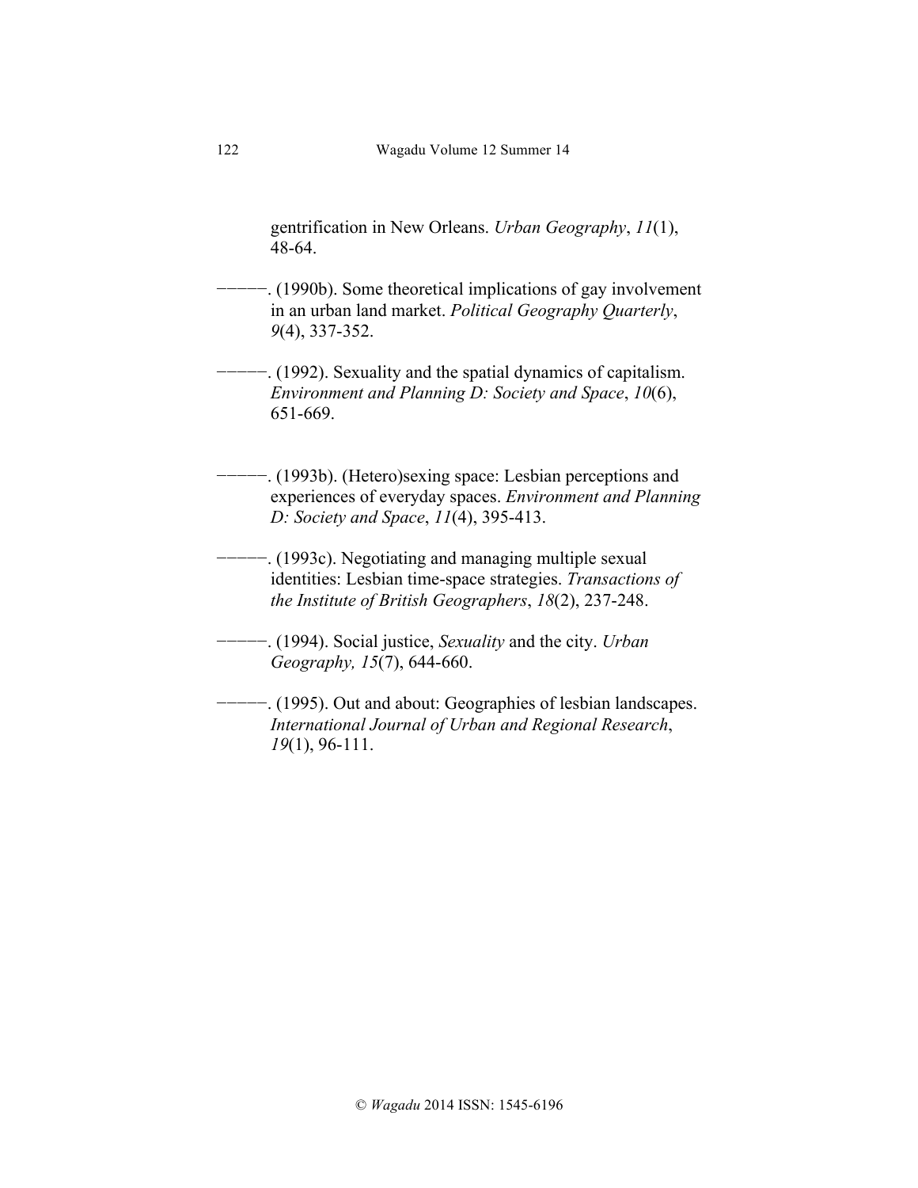gentrification in New Orleans. *Urban Geography*, *11*(1), 48-64.

―――――. (1990b). Some theoretical implications of gay involvement in an urban land market. *Political Geography Quarterly*, *9*(4), 337-352.

―――――. (1992). Sexuality and the spatial dynamics of capitalism. *Environment and Planning D: Society and Space*, *10*(6), 651-669.

―――――. (1993b). (Hetero)sexing space: Lesbian perceptions and experiences of everyday spaces. *Environment and Planning D: Society and Space*, *11*(4), 395-413.

―――――. (1993c). Negotiating and managing multiple sexual identities: Lesbian time-space strategies. *Transactions of the Institute of British Geographers*, *18*(2), 237-248.

―――――. (1994). Social justice, *Sexuality* and the city. *Urban Geography, 15*(7), 644-660.

―――――. (1995). Out and about: Geographies of lesbian landscapes. *International Journal of Urban and Regional Research*, *19*(1), 96-111.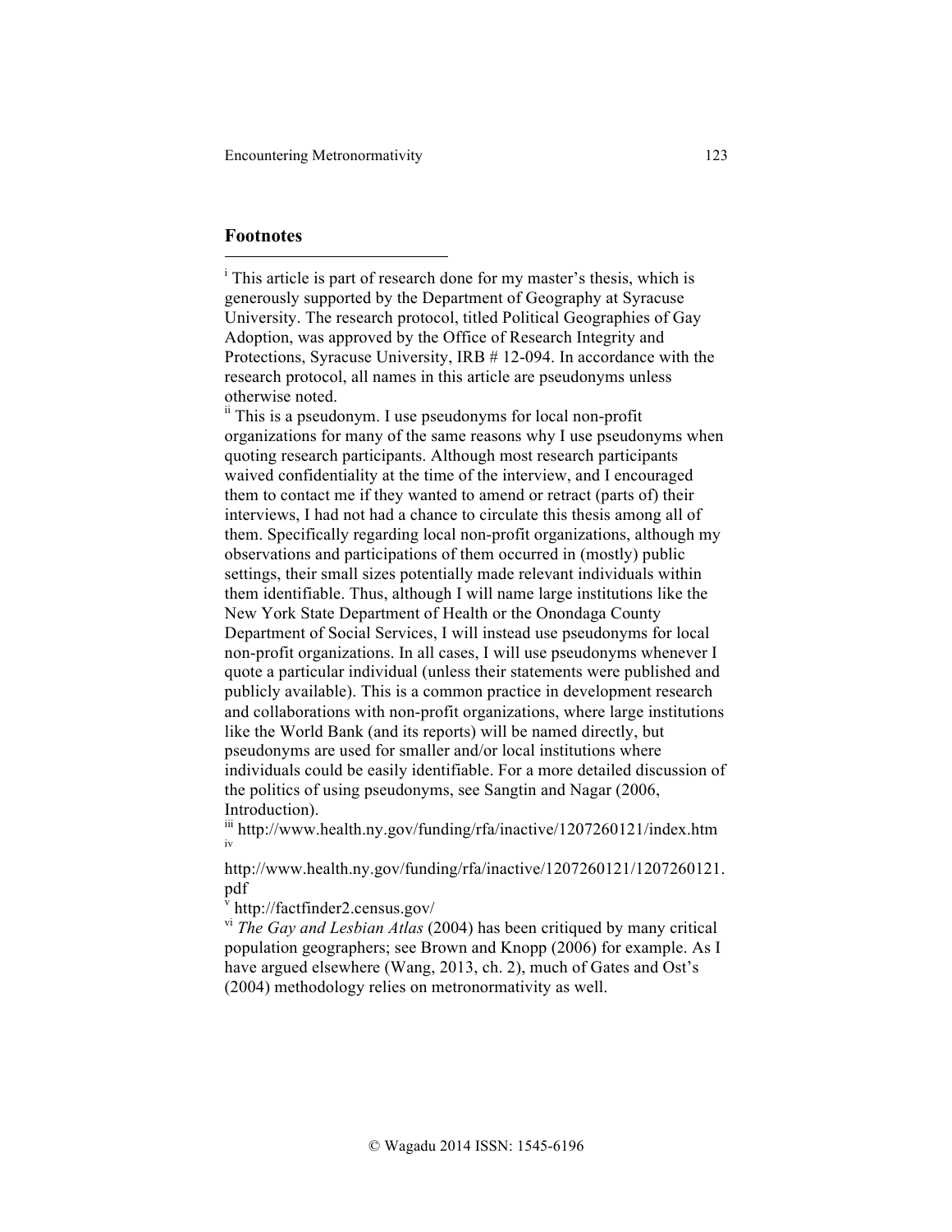## Footnotes

[i] This article is part of research done for my master's thesis, which is generously supported by the Department of Geography at Syracuse University. The research protocol, titled Political Geographies of Gay Adoption, was approved by the Office of Research Integrity and Protections, Syracuse University, IRB # 12-094. In accordance with the research protocol, all names in this article are pseudonyms unless otherwise noted.

[ii] This is a pseudonym. I use pseudonyms for local non-profit organizations for many of the same reasons why I use pseudonyms when quoting research participants. Although most research participants waived confidentiality at the time of the interview, and I encouraged them to contact me if they wanted to amend or retract (parts of) their interviews, I had not had a chance to circulate this thesis among all of them. Specifically regarding local non-profit organizations, although my observations and participations of them occurred in (mostly) public settings, their small sizes potentially made relevant individuals within them identifiable. Thus, although I will name large institutions like the New York State Department of Health or the Onondaga County Department of Social Services, I will instead use pseudonyms for local non-profit organizations. In all cases, I will use pseudonyms whenever I quote a particular individual (unless their statements were published and publicly available). This is a common practice in development research and collaborations with non-profit organizations, where large institutions like the World Bank (and its reports) will be named directly, but pseudonyms are used for smaller and/or local institutions where individuals could be easily identifiable. For a more detailed discussion of the politics of using pseudonyms, see Sangtin and Nagar (2006, Introduction).

[iii] http://www.health.ny.gov/funding/rfa/inactive/1207260121/index.htm

[iv] http://www.health.ny.gov/funding/rfa/inactive/1207260121/1207260121.pdf

[v] http://factfinder2.census.gov/

[vi] *The Gay and Lesbian Atlas* (2004) has been critiqued by many critical population geographers; see Brown and Knopp (2006) for example. As I have argued elsewhere (Wang, 2013, ch. 2), much of Gates and Ost's (2004) methodology relies on metronormativity as well.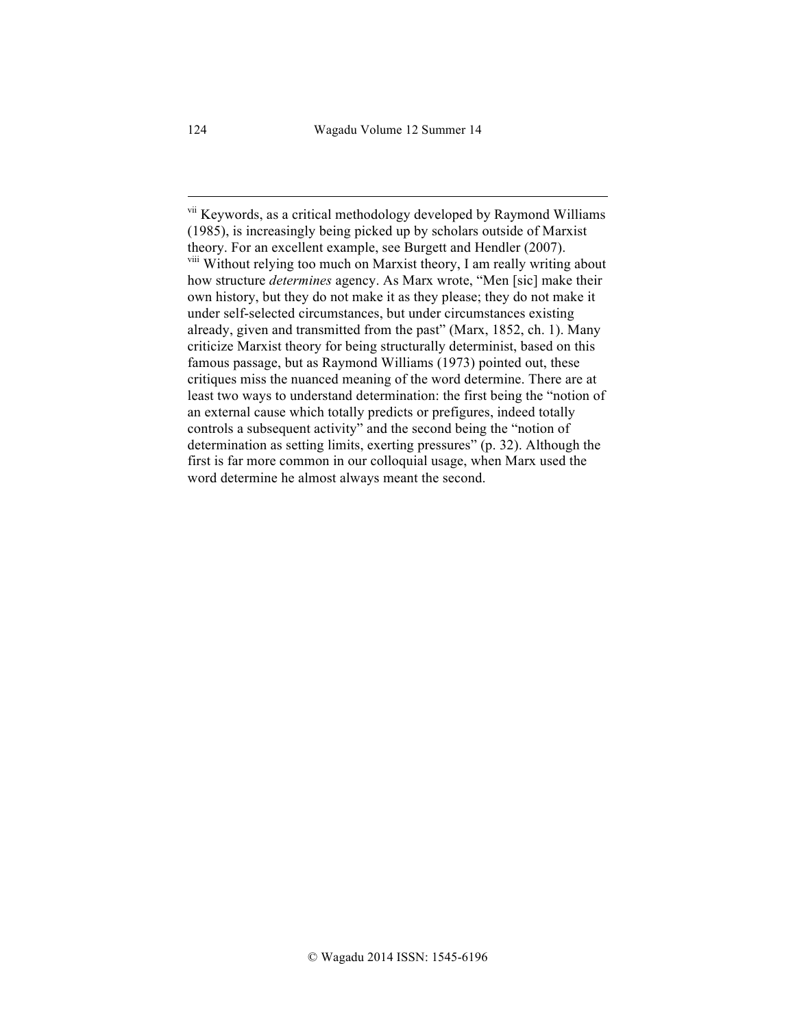[vii] Keywords, as a critical methodology developed by Raymond Williams (1985), is increasingly being picked up by scholars outside of Marxist theory. For an excellent example, see Burgett and Hendler (2007).

[viii] Without relying too much on Marxist theory, I am really writing about how structure *determines* agency. As Marx wrote, "Men [sic] make their own history, but they do not make it as they please; they do not make it under self-selected circumstances, but under circumstances existing already, given and transmitted from the past" (Marx, 1852, ch. 1). Many criticize Marxist theory for being structurally determinist, based on this famous passage, but as Raymond Williams (1973) pointed out, these critiques miss the nuanced meaning of the word determine. There are at least two ways to understand determination: the first being the "notion of an external cause which totally predicts or prefigures, indeed totally controls a subsequent activity" and the second being the "notion of determination as setting limits, exerting pressures" (p. 32). Although the first is far more common in our colloquial usage, when Marx used the word determine he almost always meant the second.